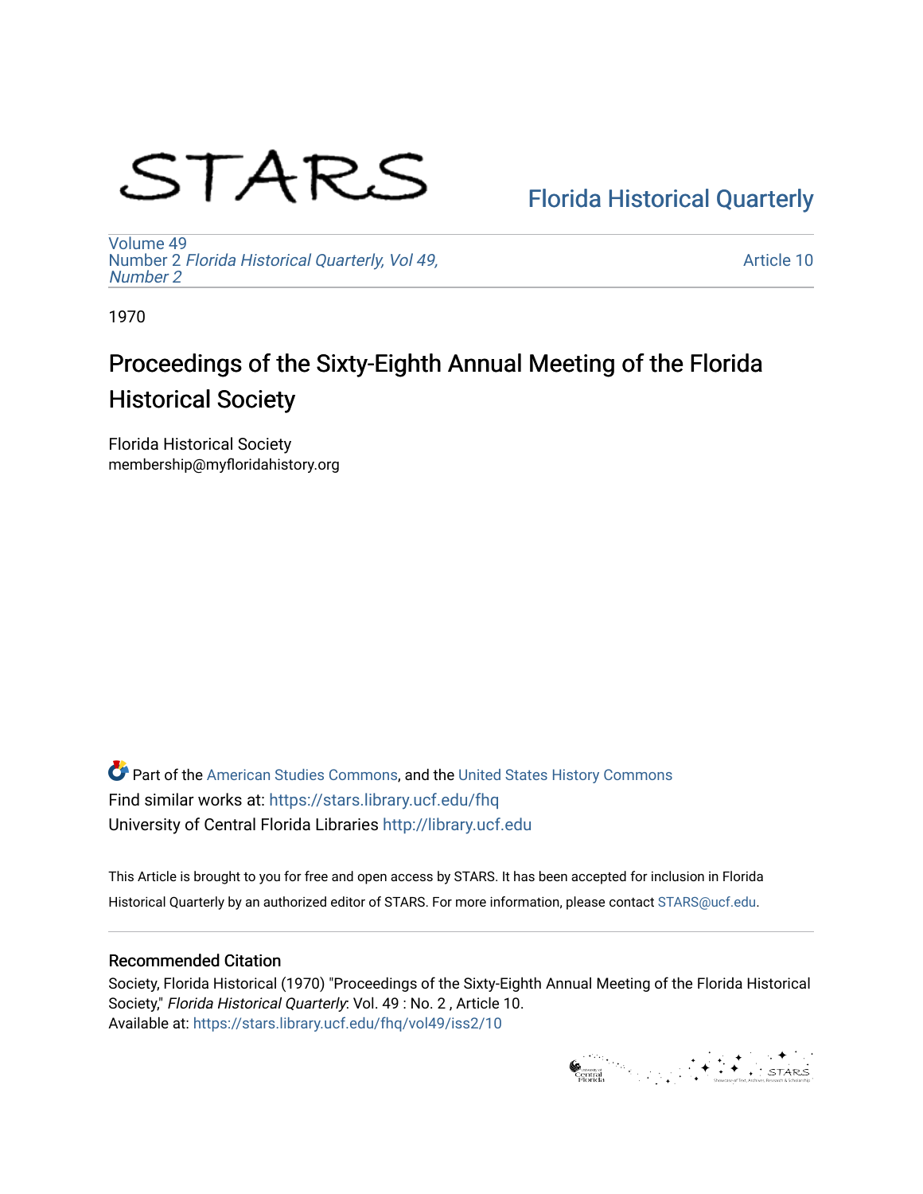# STARS

Florida Historical Quarterly

Volume 49
Number 2 *Florida Historical Quarterly, Vol 49, Number 2*

Article 10

1970

## Proceedings of the Sixty-Eighth Annual Meeting of the Florida Historical Society

Florida Historical Society
membership@myfloridahistory.org

Part of the American Studies Commons, and the United States History Commons
Find similar works at: https://stars.library.ucf.edu/fhq
University of Central Florida Libraries http://library.ucf.edu

This Article is brought to you for free and open access by STARS. It has been accepted for inclusion in Florida Historical Quarterly by an authorized editor of STARS. For more information, please contact STARS@ucf.edu.

### Recommended Citation

Society, Florida Historical (1970) "Proceedings of the Sixty-Eighth Annual Meeting of the Florida Historical Society," *Florida Historical Quarterly*: Vol. 49 : No. 2 , Article 10.
Available at: https://stars.library.ucf.edu/fhq/vol49/iss2/10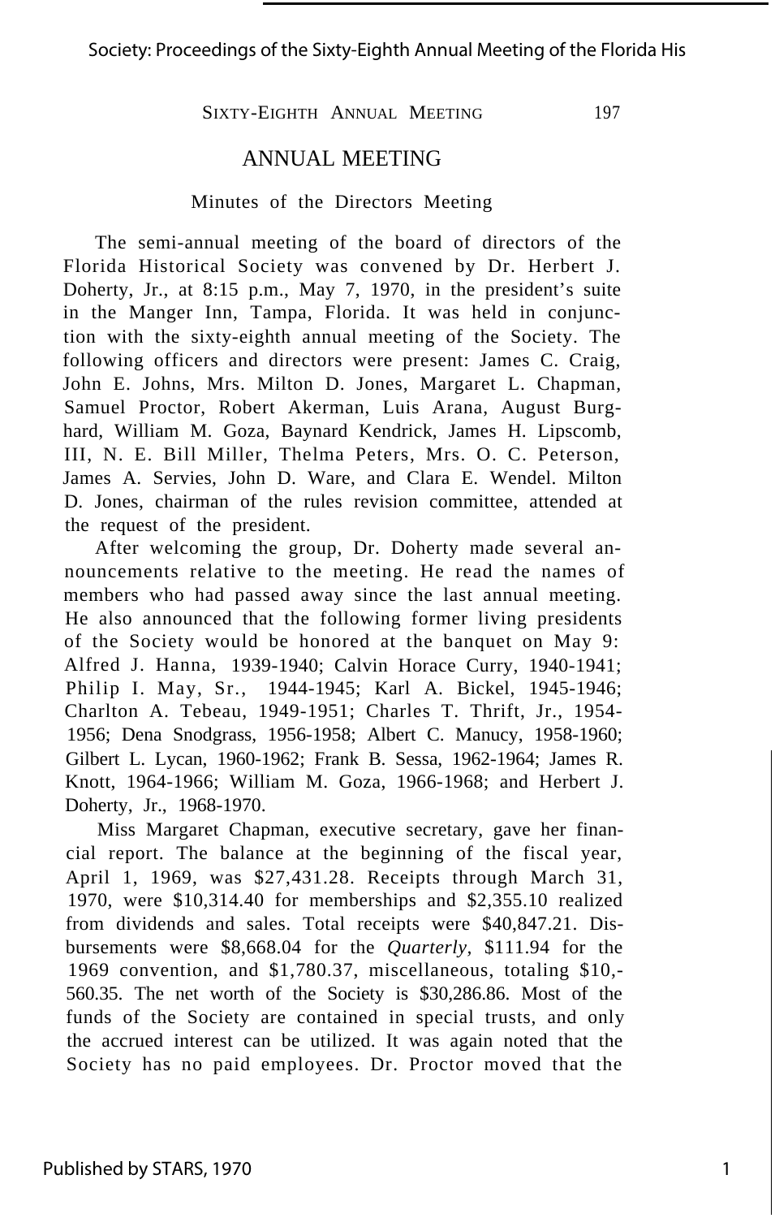# ANNUAL MEETING

## Minutes of the Directors Meeting

The semi-annual meeting of the board of directors of the Florida Historical Society was convened by Dr. Herbert J. Doherty, Jr., at 8:15 p.m., May 7, 1970, in the president's suite in the Manger Inn, Tampa, Florida. It was held in conjunction with the sixty-eighth annual meeting of the Society. The following officers and directors were present: James C. Craig, John E. Johns, Mrs. Milton D. Jones, Margaret L. Chapman, Samuel Proctor, Robert Akerman, Luis Arana, August Burghard, William M. Goza, Baynard Kendrick, James H. Lipscomb, III, N. E. Bill Miller, Thelma Peters, Mrs. O. C. Peterson, James A. Servies, John D. Ware, and Clara E. Wendel. Milton D. Jones, chairman of the rules revision committee, attended at the request of the president.

After welcoming the group, Dr. Doherty made several announcements relative to the meeting. He read the names of members who had passed away since the last annual meeting. He also announced that the following former living presidents of the Society would be honored at the banquet on May 9: Alfred J. Hanna, 1939-1940; Calvin Horace Curry, 1940-1941; Philip I. May, Sr., 1944-1945; Karl A. Bickel, 1945-1946; Charlton A. Tebeau, 1949-1951; Charles T. Thrift, Jr., 1954-1956; Dena Snodgrass, 1956-1958; Albert C. Manucy, 1958-1960; Gilbert L. Lycan, 1960-1962; Frank B. Sessa, 1962-1964; James R. Knott, 1964-1966; William M. Goza, 1966-1968; and Herbert J. Doherty, Jr., 1968-1970.

Miss Margaret Chapman, executive secretary, gave her financial report. The balance at the beginning of the fiscal year, April 1, 1969, was $27,431.28. Receipts through March 31, 1970, were $10,314.40 for memberships and $2,355.10 realized from dividends and sales. Total receipts were $40,847.21. Disbursements were $8,668.04 for the *Quarterly*, $111.94 for the 1969 convention, and $1,780.37, miscellaneous, totaling $10,560.35. The net worth of the Society is $30,286.86. Most of the funds of the Society are contained in special trusts, and only the accrued interest can be utilized. It was again noted that the Society has no paid employees. Dr. Proctor moved that the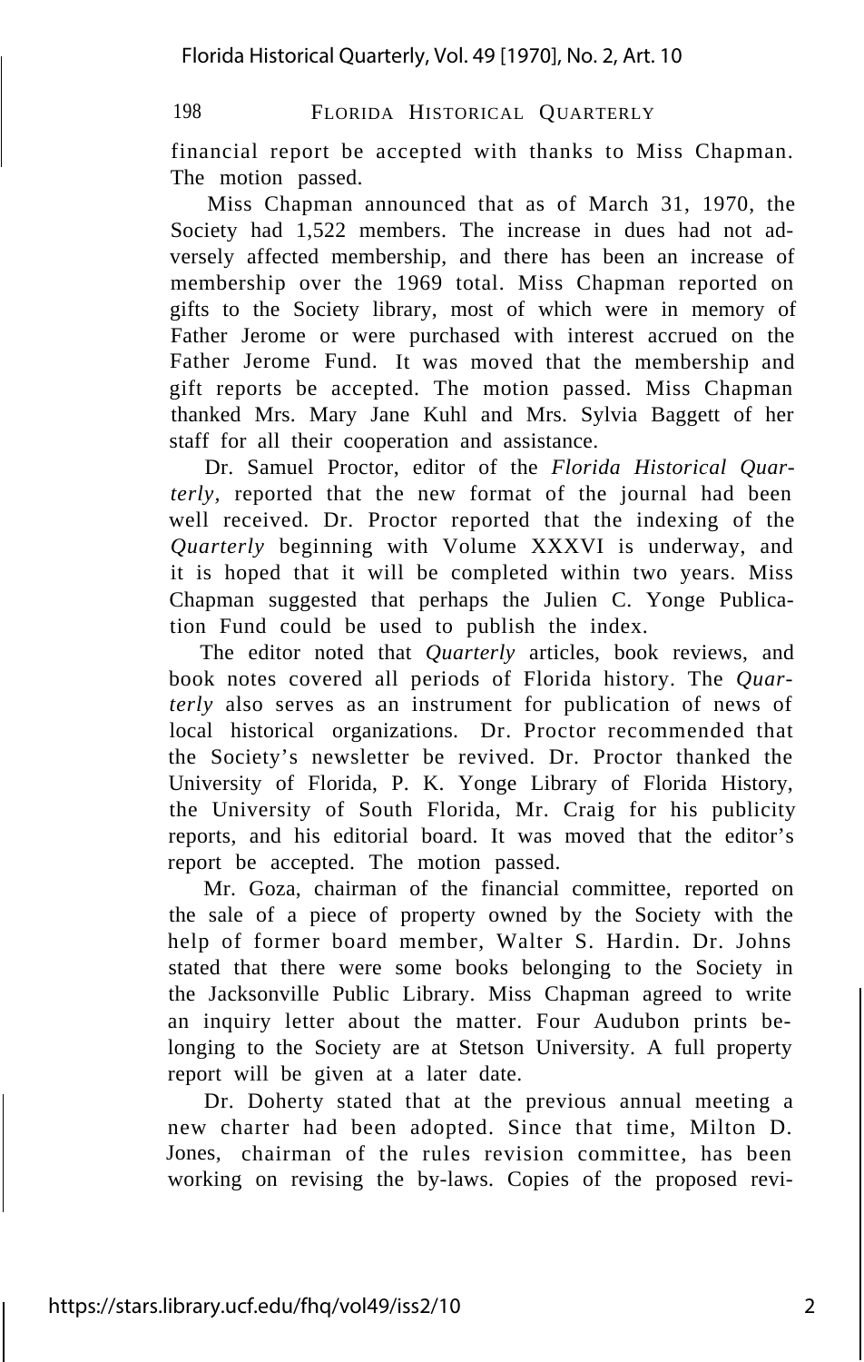financial report be accepted with thanks to Miss Chapman. The motion passed.

Miss Chapman announced that as of March 31, 1970, the Society had 1,522 members. The increase in dues had not adversely affected membership, and there has been an increase of membership over the 1969 total. Miss Chapman reported on gifts to the Society library, most of which were in memory of Father Jerome or were purchased with interest accrued on the Father Jerome Fund. It was moved that the membership and gift reports be accepted. The motion passed. Miss Chapman thanked Mrs. Mary Jane Kuhl and Mrs. Sylvia Baggett of her staff for all their cooperation and assistance.

Dr. Samuel Proctor, editor of the *Florida Historical Quarterly*, reported that the new format of the journal had been well received. Dr. Proctor reported that the indexing of the *Quarterly* beginning with Volume XXXVI is underway, and it is hoped that it will be completed within two years. Miss Chapman suggested that perhaps the Julien C. Yonge Publication Fund could be used to publish the index.

The editor noted that *Quarterly* articles, book reviews, and book notes covered all periods of Florida history. The *Quarterly* also serves as an instrument for publication of news of local historical organizations. Dr. Proctor recommended that the Society's newsletter be revived. Dr. Proctor thanked the University of Florida, P. K. Yonge Library of Florida History, the University of South Florida, Mr. Craig for his publicity reports, and his editorial board. It was moved that the editor's report be accepted. The motion passed.

Mr. Goza, chairman of the financial committee, reported on the sale of a piece of property owned by the Society with the help of former board member, Walter S. Hardin. Dr. Johns stated that there were some books belonging to the Society in the Jacksonville Public Library. Miss Chapman agreed to write an inquiry letter about the matter. Four Audubon prints belonging to the Society are at Stetson University. A full property report will be given at a later date.

Dr. Doherty stated that at the previous annual meeting a new charter had been adopted. Since that time, Milton D. Jones, chairman of the rules revision committee, has been working on revising the by-laws. Copies of the proposed revi-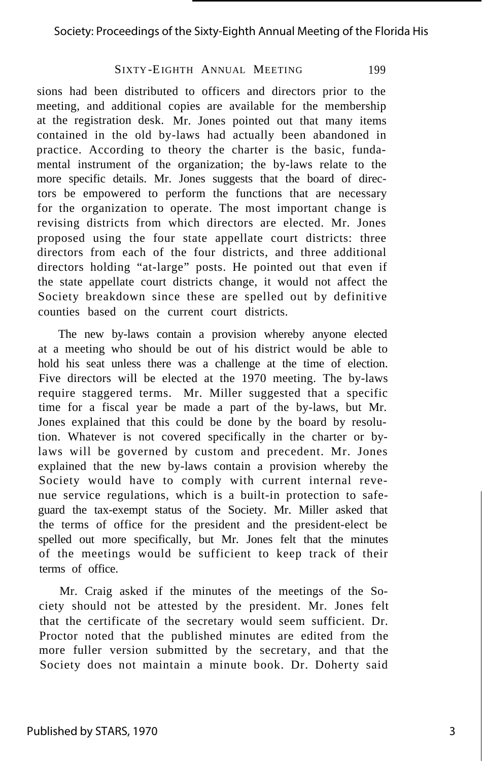sions had been distributed to officers and directors prior to the meeting, and additional copies are available for the membership at the registration desk. Mr. Jones pointed out that many items contained in the old by-laws had actually been abandoned in practice. According to theory the charter is the basic, fundamental instrument of the organization; the by-laws relate to the more specific details. Mr. Jones suggests that the board of directors be empowered to perform the functions that are necessary for the organization to operate. The most important change is revising districts from which directors are elected. Mr. Jones proposed using the four state appellate court districts: three directors from each of the four districts, and three additional directors holding "at-large" posts. He pointed out that even if the state appellate court districts change, it would not affect the Society breakdown since these are spelled out by definitive counties based on the current court districts.

The new by-laws contain a provision whereby anyone elected at a meeting who should be out of his district would be able to hold his seat unless there was a challenge at the time of election. Five directors will be elected at the 1970 meeting. The by-laws require staggered terms. Mr. Miller suggested that a specific time for a fiscal year be made a part of the by-laws, but Mr. Jones explained that this could be done by the board by resolution. Whatever is not covered specifically in the charter or by-laws will be governed by custom and precedent. Mr. Jones explained that the new by-laws contain a provision whereby the Society would have to comply with current internal revenue service regulations, which is a built-in protection to safeguard the tax-exempt status of the Society. Mr. Miller asked that the terms of office for the president and the president-elect be spelled out more specifically, but Mr. Jones felt that the minutes of the meetings would be sufficient to keep track of their terms of office.

Mr. Craig asked if the minutes of the meetings of the Society should not be attested by the president. Mr. Jones felt that the certificate of the secretary would seem sufficient. Dr. Proctor noted that the published minutes are edited from the more fuller version submitted by the secretary, and that the Society does not maintain a minute book. Dr. Doherty said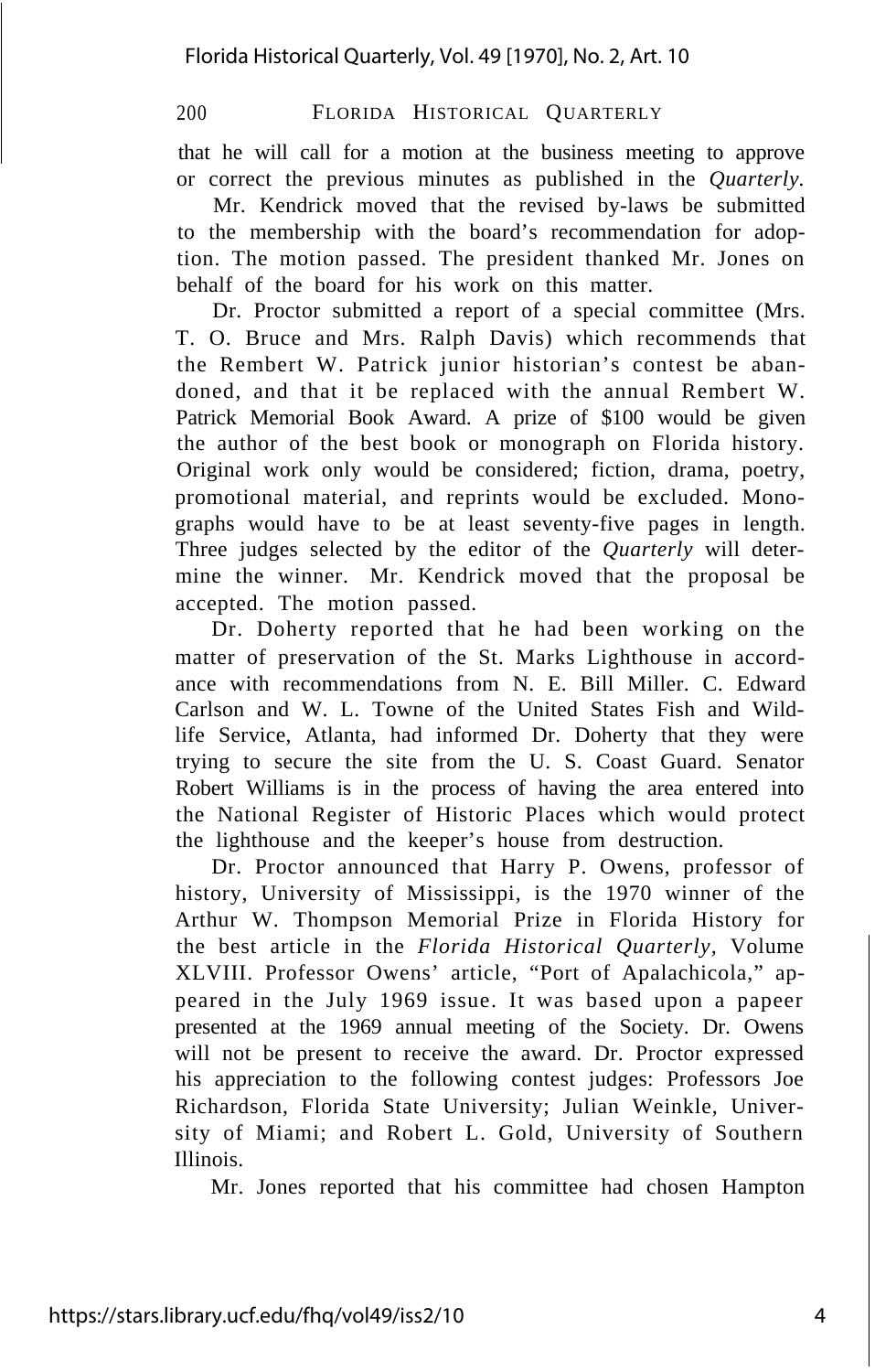that he will call for a motion at the business meeting to approve or correct the previous minutes as published in the *Quarterly*.

Mr. Kendrick moved that the revised by-laws be submitted to the membership with the board's recommendation for adoption. The motion passed. The president thanked Mr. Jones on behalf of the board for his work on this matter.

Dr. Proctor submitted a report of a special committee (Mrs. T. O. Bruce and Mrs. Ralph Davis) which recommends that the Rembert W. Patrick junior historian's contest be abandoned, and that it be replaced with the annual Rembert W. Patrick Memorial Book Award. A prize of $100 would be given the author of the best book or monograph on Florida history. Original work only would be considered; fiction, drama, poetry, promotional material, and reprints would be excluded. Monographs would have to be at least seventy-five pages in length. Three judges selected by the editor of the *Quarterly* will determine the winner. Mr. Kendrick moved that the proposal be accepted. The motion passed.

Dr. Doherty reported that he had been working on the matter of preservation of the St. Marks Lighthouse in accordance with recommendations from N. E. Bill Miller. C. Edward Carlson and W. L. Towne of the United States Fish and Wildlife Service, Atlanta, had informed Dr. Doherty that they were trying to secure the site from the U. S. Coast Guard. Senator Robert Williams is in the process of having the area entered into the National Register of Historic Places which would protect the lighthouse and the keeper's house from destruction.

Dr. Proctor announced that Harry P. Owens, professor of history, University of Mississippi, is the 1970 winner of the Arthur W. Thompson Memorial Prize in Florida History for the best article in the *Florida Historical Quarterly*, Volume XLVIII. Professor Owens' article, "Port of Apalachicola," appeared in the July 1969 issue. It was based upon a papeer presented at the 1969 annual meeting of the Society. Dr. Owens will not be present to receive the award. Dr. Proctor expressed his appreciation to the following contest judges: Professors Joe Richardson, Florida State University; Julian Weinkle, University of Miami; and Robert L. Gold, University of Southern Illinois.

Mr. Jones reported that his committee had chosen Hampton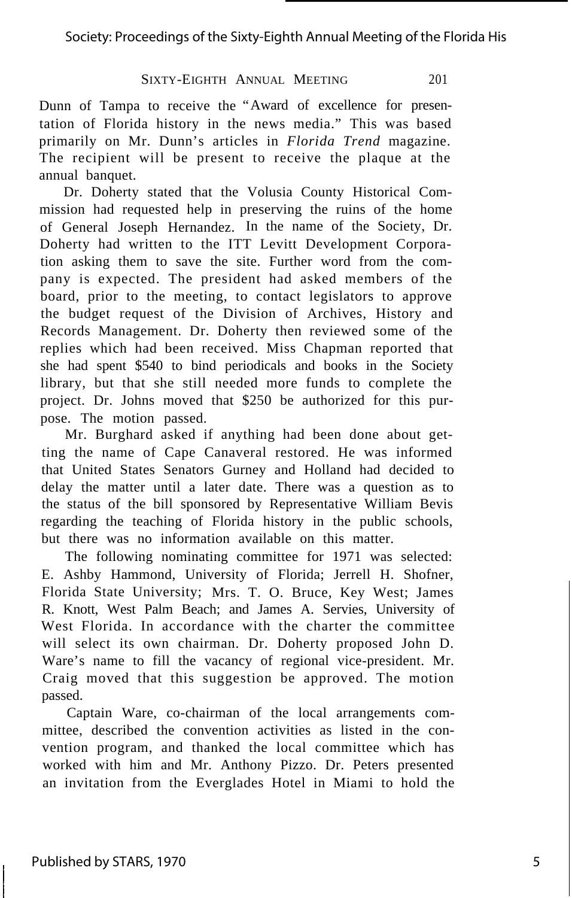Dunn of Tampa to receive the "Award of excellence for presentation of Florida history in the news media." This was based primarily on Mr. Dunn's articles in *Florida Trend* magazine. The recipient will be present to receive the plaque at the annual banquet.

Dr. Doherty stated that the Volusia County Historical Commission had requested help in preserving the ruins of the home of General Joseph Hernandez. In the name of the Society, Dr. Doherty had written to the ITT Levitt Development Corporation asking them to save the site. Further word from the company is expected. The president had asked members of the board, prior to the meeting, to contact legislators to approve the budget request of the Division of Archives, History and Records Management. Dr. Doherty then reviewed some of the replies which had been received. Miss Chapman reported that she had spent $540 to bind periodicals and books in the Society library, but that she still needed more funds to complete the project. Dr. Johns moved that $250 be authorized for this purpose. The motion passed.

Mr. Burghard asked if anything had been done about getting the name of Cape Canaveral restored. He was informed that United States Senators Gurney and Holland had decided to delay the matter until a later date. There was a question as to the status of the bill sponsored by Representative William Bevis regarding the teaching of Florida history in the public schools, but there was no information available on this matter.

The following nominating committee for 1971 was selected: E. Ashby Hammond, University of Florida; Jerrell H. Shofner, Florida State University; Mrs. T. O. Bruce, Key West; James R. Knott, West Palm Beach; and James A. Servies, University of West Florida. In accordance with the charter the committee will select its own chairman. Dr. Doherty proposed John D. Ware's name to fill the vacancy of regional vice-president. Mr. Craig moved that this suggestion be approved. The motion passed.

Captain Ware, co-chairman of the local arrangements committee, described the convention activities as listed in the convention program, and thanked the local committee which has worked with him and Mr. Anthony Pizzo. Dr. Peters presented an invitation from the Everglades Hotel in Miami to hold the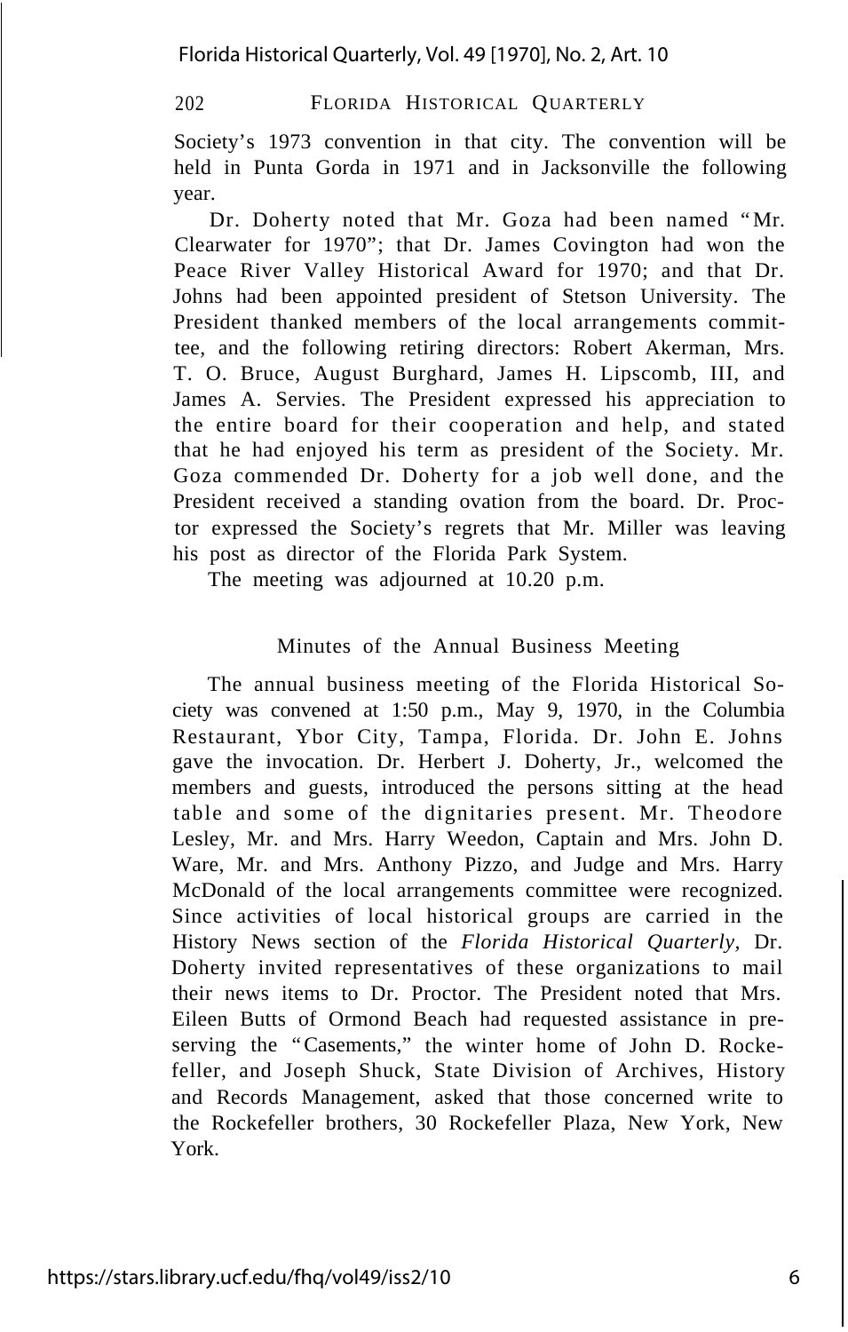Society's 1973 convention in that city. The convention will be held in Punta Gorda in 1971 and in Jacksonville the following year.

Dr. Doherty noted that Mr. Goza had been named "Mr. Clearwater for 1970"; that Dr. James Covington had won the Peace River Valley Historical Award for 1970; and that Dr. Johns had been appointed president of Stetson University. The President thanked members of the local arrangements committee, and the following retiring directors: Robert Akerman, Mrs. T. O. Bruce, August Burghard, James H. Lipscomb, III, and James A. Servies. The President expressed his appreciation to the entire board for their cooperation and help, and stated that he had enjoyed his term as president of the Society. Mr. Goza commended Dr. Doherty for a job well done, and the President received a standing ovation from the board. Dr. Proctor expressed the Society's regrets that Mr. Miller was leaving his post as director of the Florida Park System.

The meeting was adjourned at 10.20 p.m.

## Minutes of the Annual Business Meeting

The annual business meeting of the Florida Historical Society was convened at 1:50 p.m., May 9, 1970, in the Columbia Restaurant, Ybor City, Tampa, Florida. Dr. John E. Johns gave the invocation. Dr. Herbert J. Doherty, Jr., welcomed the members and guests, introduced the persons sitting at the head table and some of the dignitaries present. Mr. Theodore Lesley, Mr. and Mrs. Harry Weedon, Captain and Mrs. John D. Ware, Mr. and Mrs. Anthony Pizzo, and Judge and Mrs. Harry McDonald of the local arrangements committee were recognized. Since activities of local historical groups are carried in the History News section of the *Florida Historical Quarterly*, Dr. Doherty invited representatives of these organizations to mail their news items to Dr. Proctor. The President noted that Mrs. Eileen Butts of Ormond Beach had requested assistance in preserving the "Casements," the winter home of John D. Rockefeller, and Joseph Shuck, State Division of Archives, History and Records Management, asked that those concerned write to the Rockefeller brothers, 30 Rockefeller Plaza, New York, New York.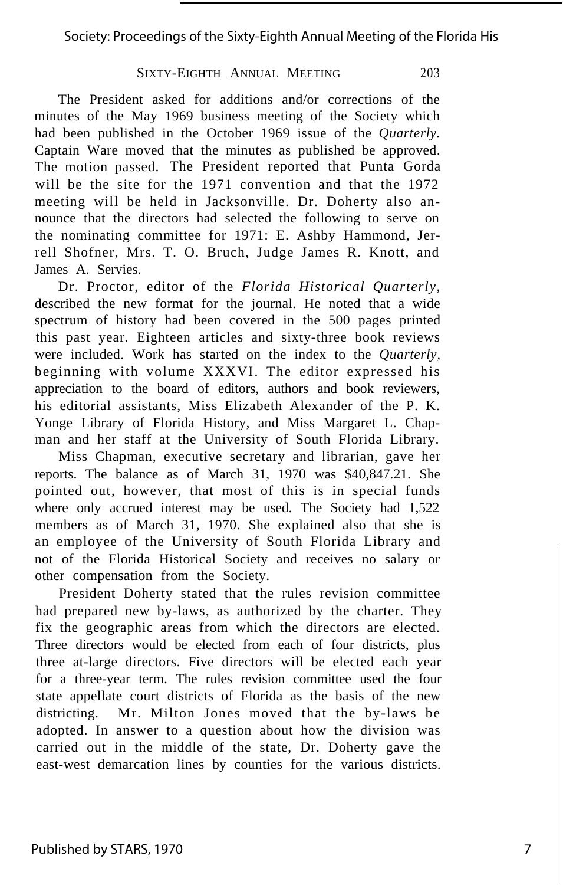The President asked for additions and/or corrections of the minutes of the May 1969 business meeting of the Society which had been published in the October 1969 issue of the *Quarterly.* Captain Ware moved that the minutes as published be approved. The motion passed. The President reported that Punta Gorda will be the site for the 1971 convention and that the 1972 meeting will be held in Jacksonville. Dr. Doherty also announce that the directors had selected the following to serve on the nominating committee for 1971: E. Ashby Hammond, Jerrell Shofner, Mrs. T. O. Bruch, Judge James R. Knott, and James A. Servies.

Dr. Proctor, editor of the *Florida Historical Quarterly,* described the new format for the journal. He noted that a wide spectrum of history had been covered in the 500 pages printed this past year. Eighteen articles and sixty-three book reviews were included. Work has started on the index to the *Quarterly,* beginning with volume XXXVI. The editor expressed his appreciation to the board of editors, authors and book reviewers, his editorial assistants, Miss Elizabeth Alexander of the P. K. Yonge Library of Florida History, and Miss Margaret L. Chapman and her staff at the University of South Florida Library.

Miss Chapman, executive secretary and librarian, gave her reports. The balance as of March 31, 1970 was $40,847.21. She pointed out, however, that most of this is in special funds where only accrued interest may be used. The Society had 1,522 members as of March 31, 1970. She explained also that she is an employee of the University of South Florida Library and not of the Florida Historical Society and receives no salary or other compensation from the Society.

President Doherty stated that the rules revision committee had prepared new by-laws, as authorized by the charter. They fix the geographic areas from which the directors are elected. Three directors would be elected from each of four districts, plus three at-large directors. Five directors will be elected each year for a three-year term. The rules revision committee used the four state appellate court districts of Florida as the basis of the new districting. Mr. Milton Jones moved that the by-laws be adopted. In answer to a question about how the division was carried out in the middle of the state, Dr. Doherty gave the east-west demarcation lines by counties for the various districts.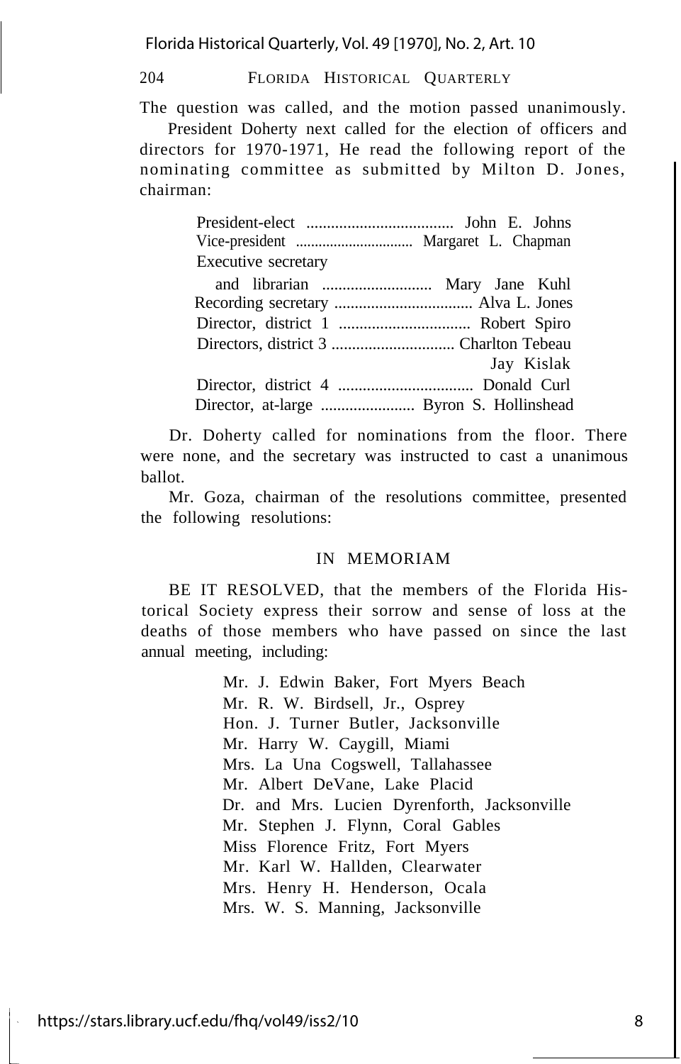The question was called, and the motion passed unanimously.

President Doherty next called for the election of officers and directors for 1970-1971, He read the following report of the nominating committee as submitted by Milton D. Jones, chairman:

President-elect .................................... John E. Johns
Vice-president .............................. Margaret L. Chapman
Executive secretary
and librarian ........................... Mary Jane Kuhl
Recording secretary .................................. Alva L. Jones
Director, district 1 ................................ Robert Spiro
Directors, district 3 .............................. Charlton Tebeau
Jay Kislak
Director, district 4 ................................. Donald Curl
Director, at-large ....................... Byron S. Hollinshead

Dr. Doherty called for nominations from the floor. There were none, and the secretary was instructed to cast a unanimous ballot.

Mr. Goza, chairman of the resolutions committee, presented the following resolutions:

## IN MEMORIAM

BE IT RESOLVED, that the members of the Florida Historical Society express their sorrow and sense of loss at the deaths of those members who have passed on since the last annual meeting, including:

Mr. J. Edwin Baker, Fort Myers Beach
Mr. R. W. Birdsell, Jr., Osprey
Hon. J. Turner Butler, Jacksonville
Mr. Harry W. Caygill, Miami
Mrs. La Una Cogswell, Tallahassee
Mr. Albert DeVane, Lake Placid
Dr. and Mrs. Lucien Dyrenforth, Jacksonville
Mr. Stephen J. Flynn, Coral Gables
Miss Florence Fritz, Fort Myers
Mr. Karl W. Hallden, Clearwater
Mrs. Henry H. Henderson, Ocala
Mrs. W. S. Manning, Jacksonville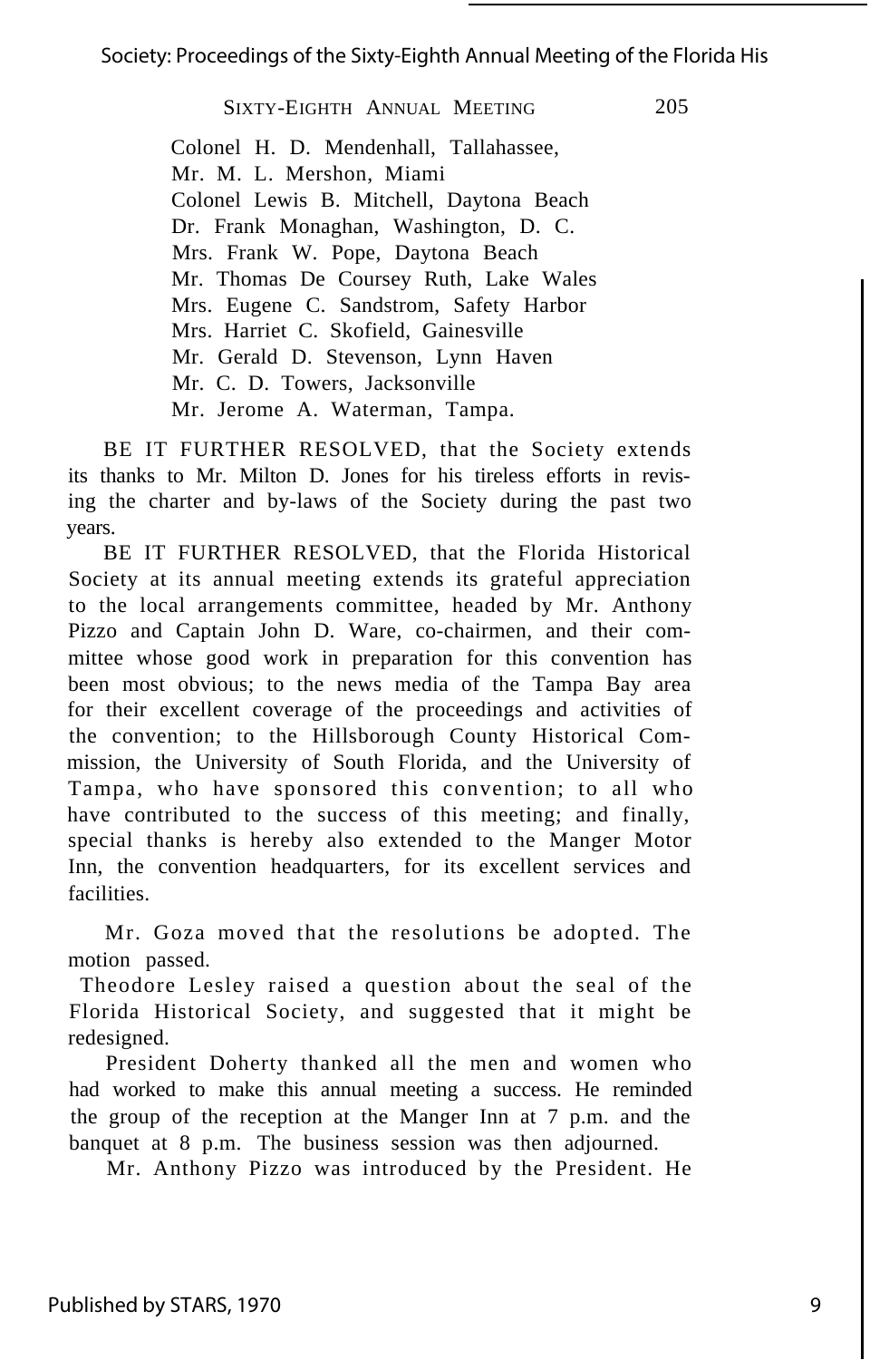Colonel H. D. Mendenhall, Tallahassee,
Mr. M. L. Mershon, Miami
Colonel Lewis B. Mitchell, Daytona Beach
Dr. Frank Monaghan, Washington, D. C.
Mrs. Frank W. Pope, Daytona Beach
Mr. Thomas De Coursey Ruth, Lake Wales
Mrs. Eugene C. Sandstrom, Safety Harbor
Mrs. Harriet C. Skofield, Gainesville
Mr. Gerald D. Stevenson, Lynn Haven
Mr. C. D. Towers, Jacksonville
Mr. Jerome A. Waterman, Tampa.

BE IT FURTHER RESOLVED, that the Society extends its thanks to Mr. Milton D. Jones for his tireless efforts in revising the charter and by-laws of the Society during the past two years.

BE IT FURTHER RESOLVED, that the Florida Historical Society at its annual meeting extends its grateful appreciation to the local arrangements committee, headed by Mr. Anthony Pizzo and Captain John D. Ware, co-chairmen, and their committee whose good work in preparation for this convention has been most obvious; to the news media of the Tampa Bay area for their excellent coverage of the proceedings and activities of the convention; to the Hillsborough County Historical Commission, the University of South Florida, and the University of Tampa, who have sponsored this convention; to all who have contributed to the success of this meeting; and finally, special thanks is hereby also extended to the Manger Motor Inn, the convention headquarters, for its excellent services and facilities.

Mr. Goza moved that the resolutions be adopted. The motion passed.

Theodore Lesley raised a question about the seal of the Florida Historical Society, and suggested that it might be redesigned.

President Doherty thanked all the men and women who had worked to make this annual meeting a success. He reminded the group of the reception at the Manger Inn at 7 p.m. and the banquet at 8 p.m. The business session was then adjourned.

Mr. Anthony Pizzo was introduced by the President. He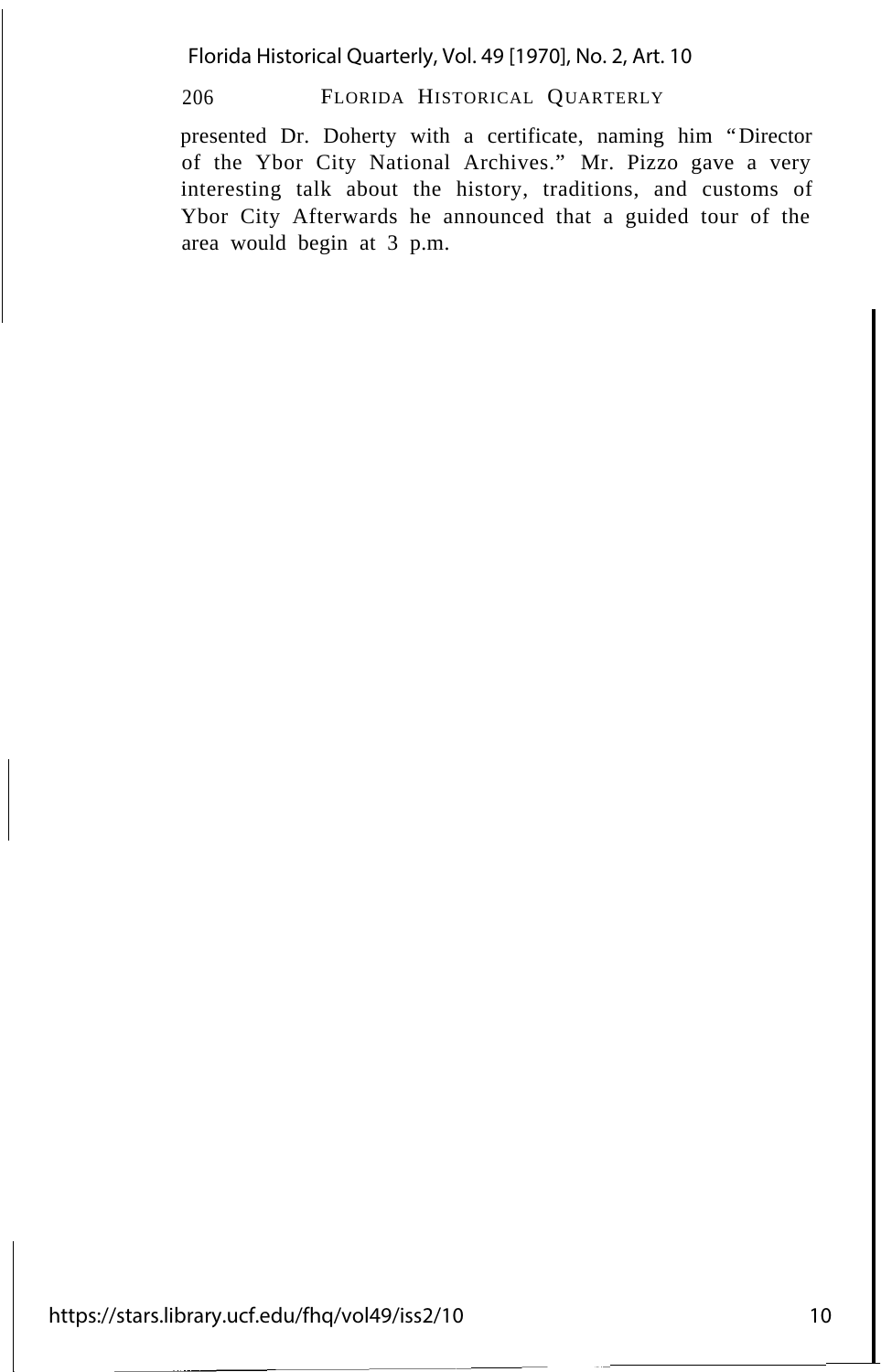presented Dr. Doherty with a certificate, naming him "Director of the Ybor City National Archives." Mr. Pizzo gave a very interesting talk about the history, traditions, and customs of Ybor City Afterwards he announced that a guided tour of the area would begin at 3 p.m.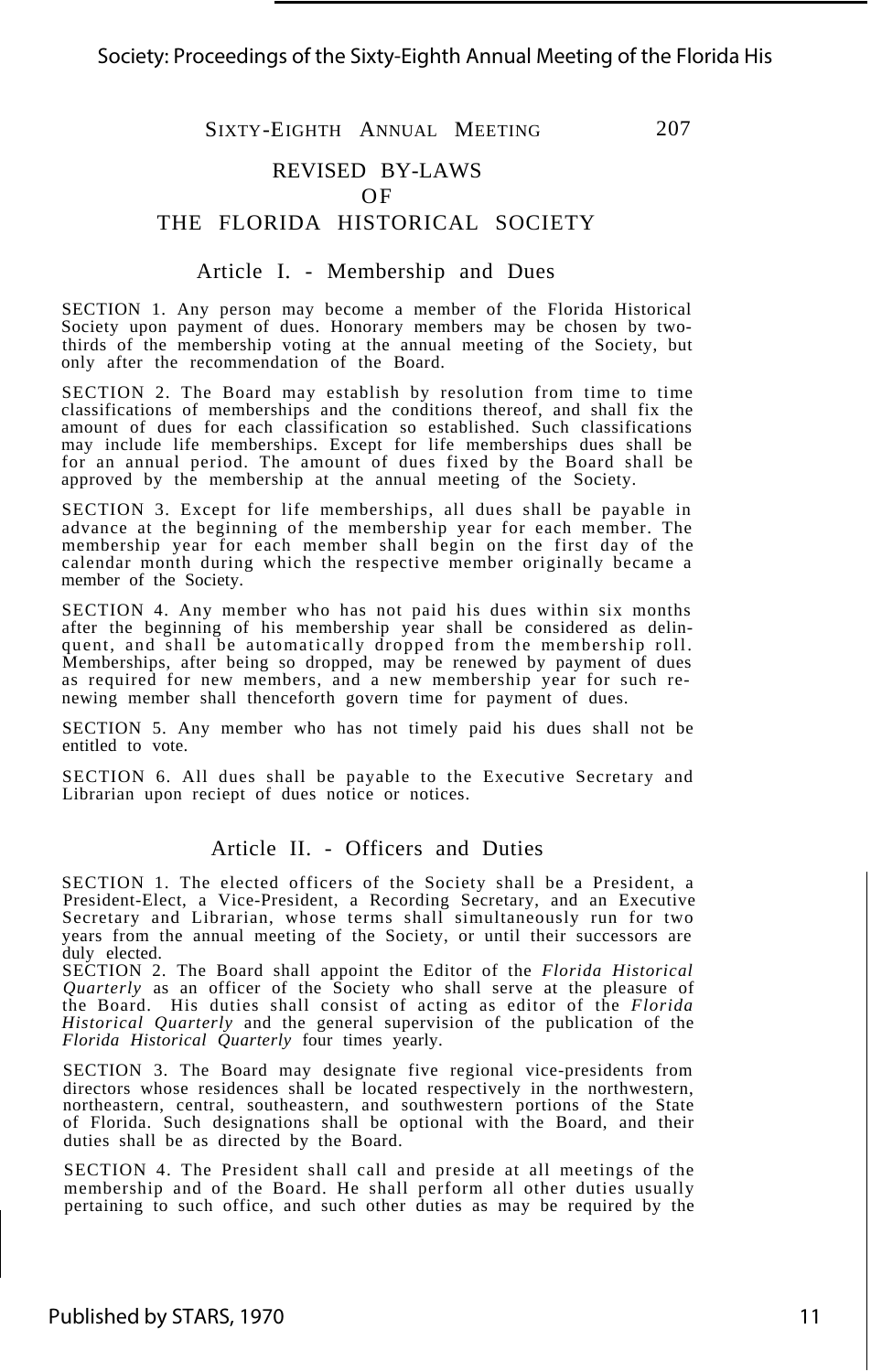## REVISED BY-LAWS OF THE FLORIDA HISTORICAL SOCIETY

### Article I. - Membership and Dues

SECTION 1. Any person may become a member of the Florida Historical Society upon payment of dues. Honorary members may be chosen by two-thirds of the membership voting at the annual meeting of the Society, but only after the recommendation of the Board.

SECTION 2. The Board may establish by resolution from time to time classifications of memberships and the conditions thereof, and shall fix the amount of dues for each classification so established. Such classifications may include life memberships. Except for life memberships dues shall be for an annual period. The amount of dues fixed by the Board shall be approved by the membership at the annual meeting of the Society.

SECTION 3. Except for life memberships, all dues shall be payable in advance at the beginning of the membership year for each member. The membership year for each member shall begin on the first day of the calendar month during which the respective member originally became a member of the Society.

SECTION 4. Any member who has not paid his dues within six months after the beginning of his membership year shall be considered as delinquent, and shall be automatically dropped from the membership roll. Memberships, after being so dropped, may be renewed by payment of dues as required for new members, and a new membership year for such renewing member shall thenceforth govern time for payment of dues.

SECTION 5. Any member who has not timely paid his dues shall not be entitled to vote.

SECTION 6. All dues shall be payable to the Executive Secretary and Librarian upon reciept of dues notice or notices.

### Article II. - Officers and Duties

SECTION 1. The elected officers of the Society shall be a President, a President-Elect, a Vice-President, a Recording Secretary, and an Executive Secretary and Librarian, whose terms shall simultaneously run for two years from the annual meeting of the Society, or until their successors are duly elected.

SECTION 2. The Board shall appoint the Editor of the *Florida Historical Quarterly* as an officer of the Society who shall serve at the pleasure of the Board. His duties shall consist of acting as editor of the *Florida Historical Quarterly* and the general supervision of the publication of the *Florida Historical Quarterly* four times yearly.

SECTION 3. The Board may designate five regional vice-presidents from directors whose residences shall be located respectively in the northwestern, northeastern, central, southeastern, and southwestern portions of the State of Florida. Such designations shall be optional with the Board, and their duties shall be as directed by the Board.

SECTION 4. The President shall call and preside at all meetings of the membership and of the Board. He shall perform all other duties usually pertaining to such office, and such other duties as may be required by the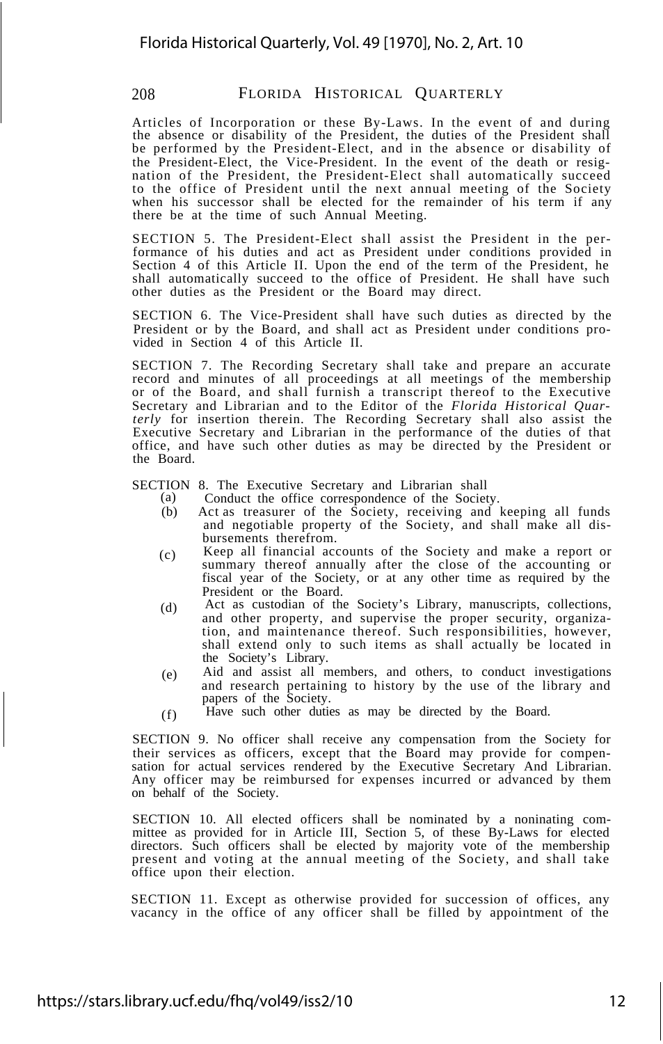Articles of Incorporation or these By-Laws. In the event of and during the absence or disability of the President, the duties of the President shall be performed by the President-Elect, and in the absence or disability of the President-Elect, the Vice-President. In the event of the death or resignation of the President, the President-Elect shall automatically succeed to the office of President until the next annual meeting of the Society when his successor shall be elected for the remainder of his term if any there be at the time of such Annual Meeting.

SECTION 5. The President-Elect shall assist the President in the performance of his duties and act as President under conditions provided in Section 4 of this Article II. Upon the end of the term of the President, he shall automatically succeed to the office of President. He shall have such other duties as the President or the Board may direct.

SECTION 6. The Vice-President shall have such duties as directed by the President or by the Board, and shall act as President under conditions provided in Section 4 of this Article II.

SECTION 7. The Recording Secretary shall take and prepare an accurate record and minutes of all proceedings at all meetings of the membership or of the Board, and shall furnish a transcript thereof to the Executive Secretary and Librarian and to the Editor of the *Florida Historical Quarterly* for insertion therein. The Recording Secretary shall also assist the Executive Secretary and Librarian in the performance of the duties of that office, and have such other duties as may be directed by the President or the Board.

SECTION 8. The Executive Secretary and Librarian shall

(a) Conduct the office correspondence of the Society.

(b) Act as treasurer of the Society, receiving and keeping all funds and negotiable property of the Society, and shall make all disbursements therefrom.

(c) Keep all financial accounts of the Society and make a report or summary thereof annually after the close of the accounting or fiscal year of the Society, or at any other time as required by the President or the Board.

(d) Act as custodian of the Society's Library, manuscripts, collections, and other property, and supervise the proper security, organization, and maintenance thereof. Such responsibilities, however, shall extend only to such items as shall actually be located in the Society's Library.

(e) Aid and assist all members, and others, to conduct investigations and research pertaining to history by the use of the library and papers of the Society.

(f) Have such other duties as may be directed by the Board.

SECTION 9. No officer shall receive any compensation from the Society for their services as officers, except that the Board may provide for compensation for actual services rendered by the Executive Secretary And Librarian. Any officer may be reimbursed for expenses incurred or advanced by them on behalf of the Society.

SECTION 10. All elected officers shall be nominated by a noninating committee as provided for in Article III, Section 5, of these By-Laws for elected directors. Such officers shall be elected by majority vote of the membership present and voting at the annual meeting of the Society, and shall take office upon their election.

SECTION 11. Except as otherwise provided for succession of offices, any vacancy in the office of any officer shall be filled by appointment of the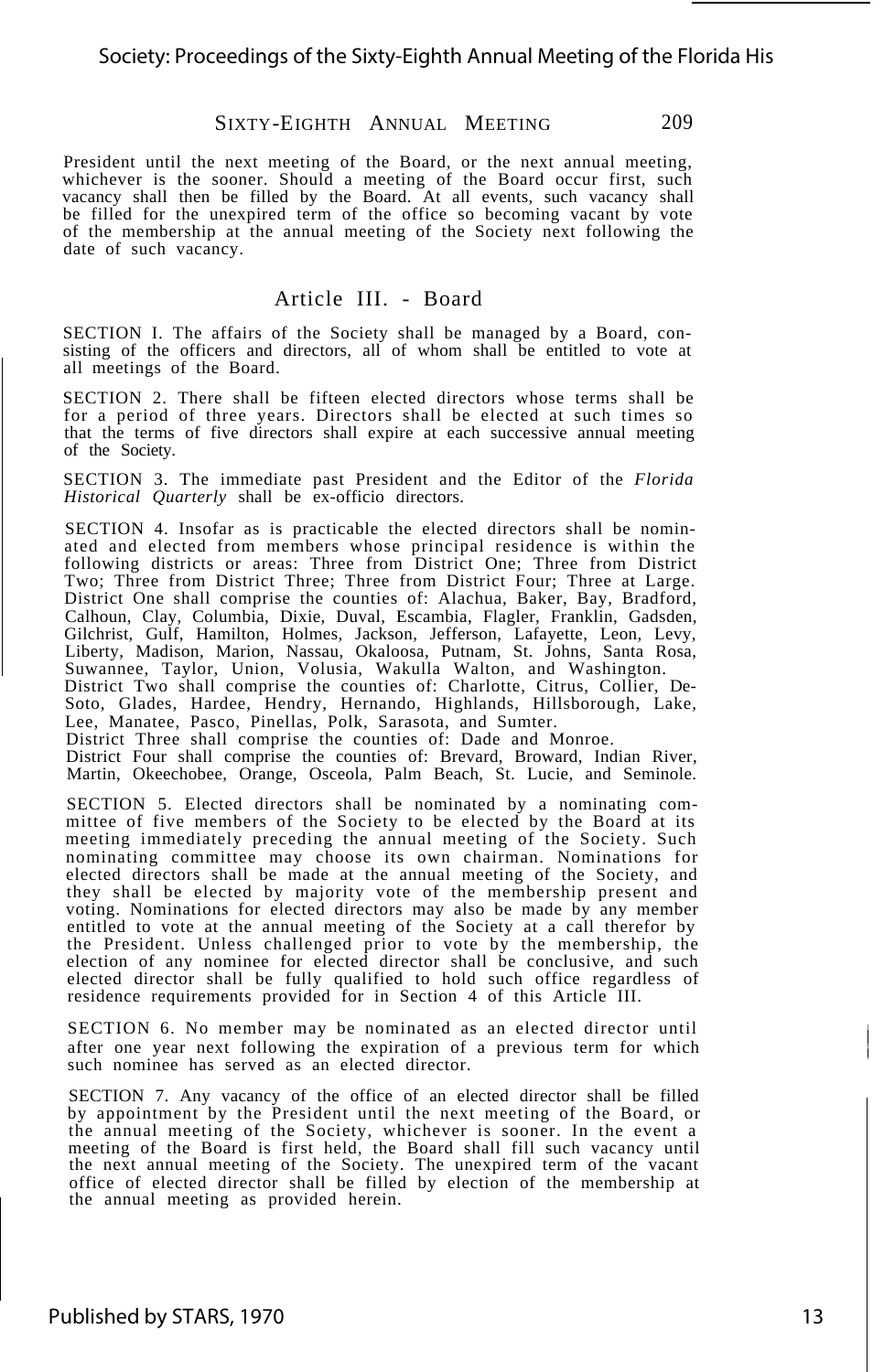President until the next meeting of the Board, or the next annual meeting, whichever is the sooner. Should a meeting of the Board occur first, such vacancy shall then be filled by the Board. At all events, such vacancy shall be filled for the unexpired term of the office so becoming vacant by vote of the membership at the annual meeting of the Society next following the date of such vacancy.

## Article III. - Board

SECTION I. The affairs of the Society shall be managed by a Board, consisting of the officers and directors, all of whom shall be entitled to vote at all meetings of the Board.

SECTION 2. There shall be fifteen elected directors whose terms shall be for a period of three years. Directors shall be elected at such times so that the terms of five directors shall expire at each successive annual meeting of the Society.

SECTION 3. The immediate past President and the Editor of the *Florida Historical Quarterly* shall be ex-officio directors.

SECTION 4. Insofar as is practicable the elected directors shall be nominated and elected from members whose principal residence is within the following districts or areas: Three from District One; Three from District Two; Three from District Three; Three from District Four; Three at Large. District One shall comprise the counties of: Alachua, Baker, Bay, Bradford, Calhoun, Clay, Columbia, Dixie, Duval, Escambia, Flagler, Franklin, Gadsden, Gilchrist, Gulf, Hamilton, Holmes, Jackson, Jefferson, Lafayette, Leon, Levy, Liberty, Madison, Marion, Nassau, Okaloosa, Putnam, St. Johns, Santa Rosa, Suwannee, Taylor, Union, Volusia, Wakulla Walton, and Washington.
District Two shall comprise the counties of: Charlotte, Citrus, Collier, DeSoto, Glades, Hardee, Hendry, Hernando, Highlands, Hillsborough, Lake, Lee, Manatee, Pasco, Pinellas, Polk, Sarasota, and Sumter.
District Three shall comprise the counties of: Dade and Monroe.
District Four shall comprise the counties of: Brevard, Broward, Indian River, Martin, Okeechobee, Orange, Osceola, Palm Beach, St. Lucie, and Seminole.

SECTION 5. Elected directors shall be nominated by a nominating committee of five members of the Society to be elected by the Board at its meeting immediately preceding the annual meeting of the Society. Such nominating committee may choose its own chairman. Nominations for elected directors shall be made at the annual meeting of the Society, and they shall be elected by majority vote of the membership present and voting. Nominations for elected directors may also be made by any member entitled to vote at the annual meeting of the Society at a call therefor by the President. Unless challenged prior to vote by the membership, the election of any nominee for elected director shall be conclusive, and such elected director shall be fully qualified to hold such office regardless of residence requirements provided for in Section 4 of this Article III.

SECTION 6. No member may be nominated as an elected director until after one year next following the expiration of a previous term for which such nominee has served as an elected director.

SECTION 7. Any vacancy of the office of an elected director shall be filled by appointment by the President until the next meeting of the Board, or the annual meeting of the Society, whichever is sooner. In the event a meeting of the Board is first held, the Board shall fill such vacancy until the next annual meeting of the Society. The unexpired term of the vacant office of elected director shall be filled by election of the membership at the annual meeting as provided herein.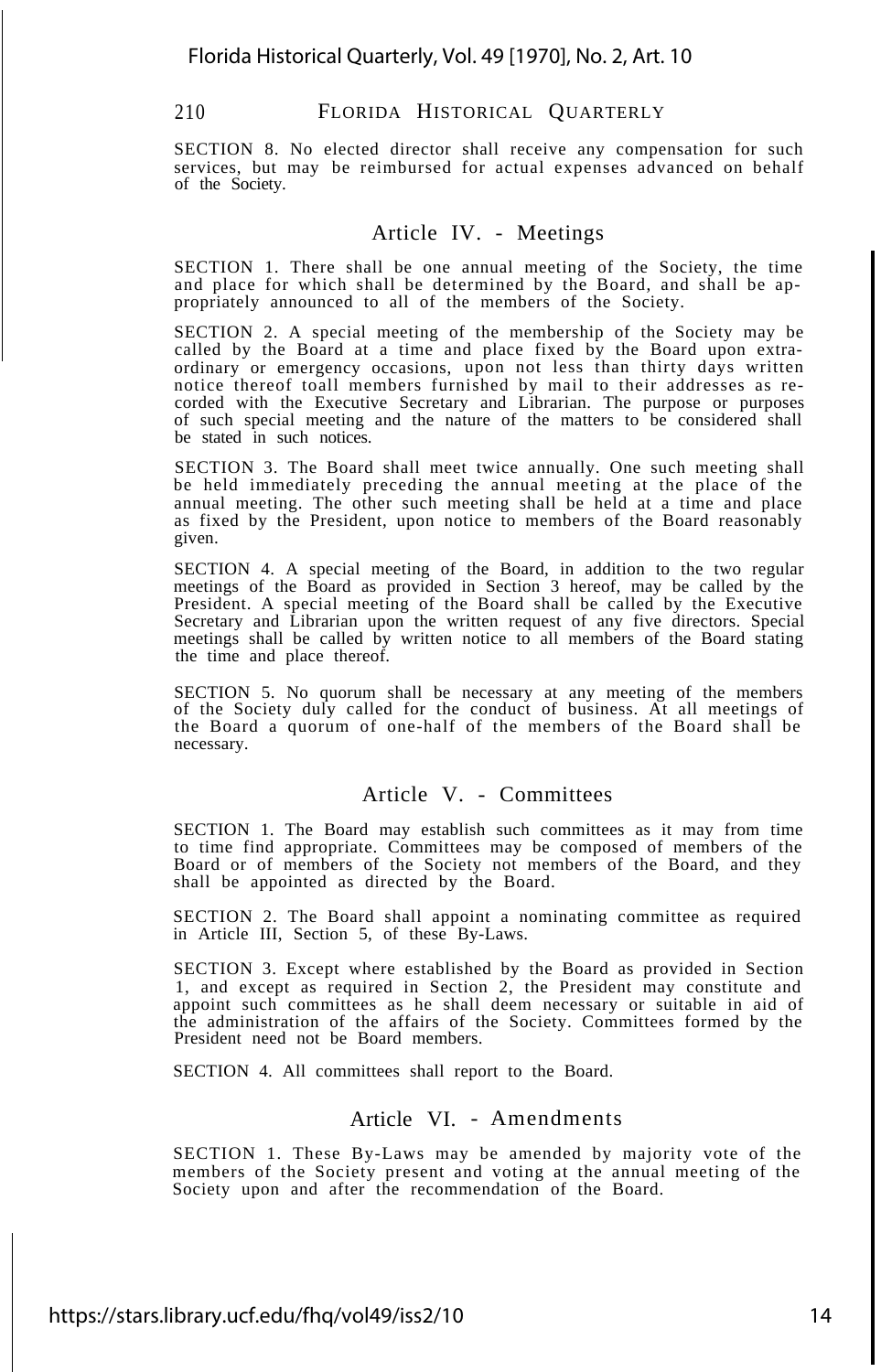SECTION 8. No elected director shall receive any compensation for such services, but may be reimbursed for actual expenses advanced on behalf of the Society.

## Article IV. - Meetings

SECTION 1. There shall be one annual meeting of the Society, the time and place for which shall be determined by the Board, and shall be appropriately announced to all of the members of the Society.

SECTION 2. A special meeting of the membership of the Society may be called by the Board at a time and place fixed by the Board upon extraordinary or emergency occasions, upon not less than thirty days written notice thereof toall members furnished by mail to their addresses as recorded with the Executive Secretary and Librarian. The purpose or purposes of such special meeting and the nature of the matters to be considered shall be stated in such notices.

SECTION 3. The Board shall meet twice annually. One such meeting shall be held immediately preceding the annual meeting at the place of the annual meeting. The other such meeting shall be held at a time and place as fixed by the President, upon notice to members of the Board reasonably given.

SECTION 4. A special meeting of the Board, in addition to the two regular meetings of the Board as provided in Section 3 hereof, may be called by the President. A special meeting of the Board shall be called by the Executive Secretary and Librarian upon the written request of any five directors. Special meetings shall be called by written notice to all members of the Board stating the time and place thereof.

SECTION 5. No quorum shall be necessary at any meeting of the members of the Society duly called for the conduct of business. At all meetings of the Board a quorum of one-half of the members of the Board shall be necessary.

## Article V. - Committees

SECTION 1. The Board may establish such committees as it may from time to time find appropriate. Committees may be composed of members of the Board or of members of the Society not members of the Board, and they shall be appointed as directed by the Board.

SECTION 2. The Board shall appoint a nominating committee as required in Article III, Section 5, of these By-Laws.

SECTION 3. Except where established by the Board as provided in Section 1, and except as required in Section 2, the President may constitute and appoint such committees as he shall deem necessary or suitable in aid of the administration of the affairs of the Society. Committees formed by the President need not be Board members.

SECTION 4. All committees shall report to the Board.

## Article VI. - Amendments

SECTION 1. These By-Laws may be amended by majority vote of the members of the Society present and voting at the annual meeting of the Society upon and after the recommendation of the Board.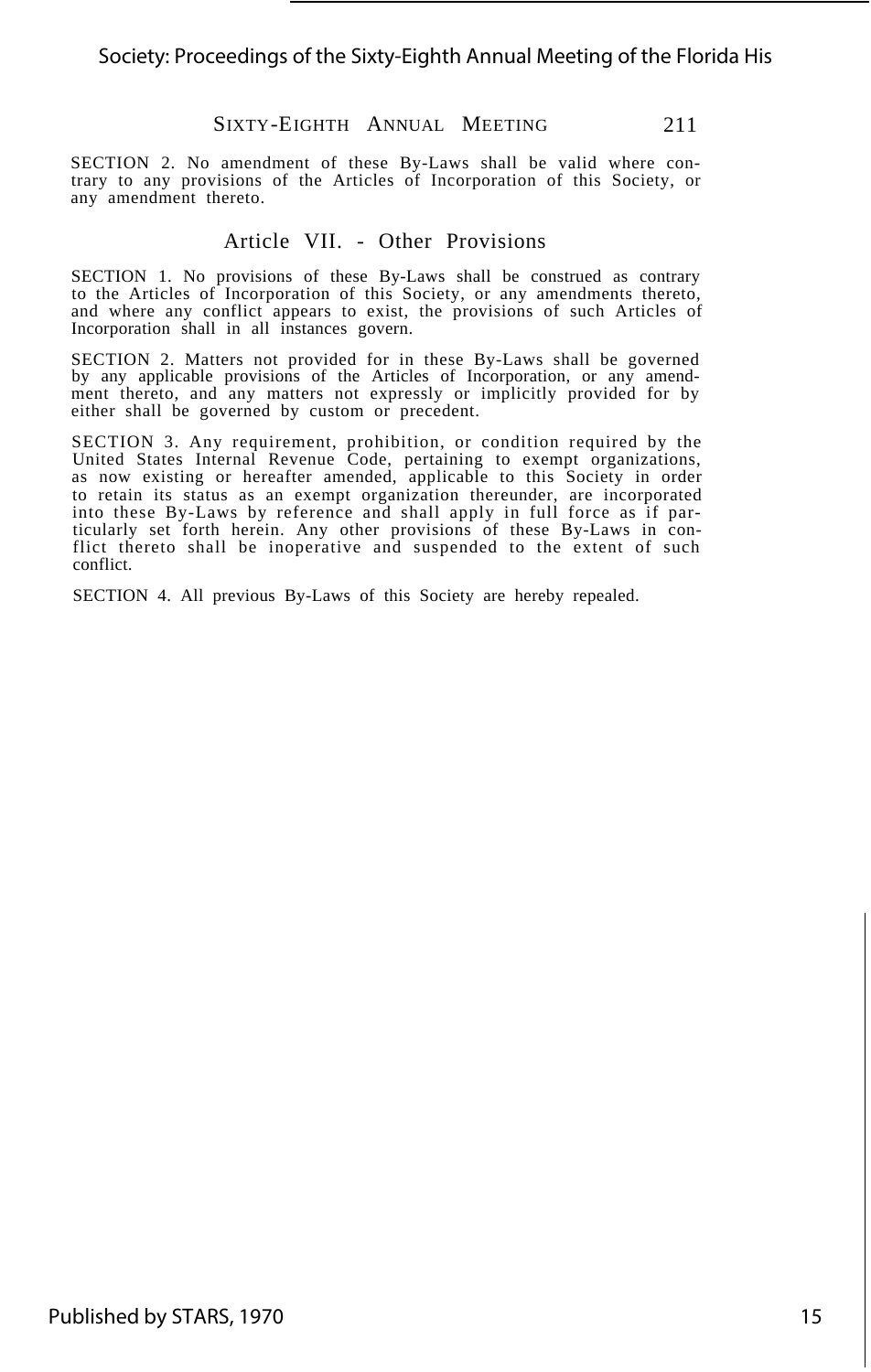SECTION 2. No amendment of these By-Laws shall be valid where contrary to any provisions of the Articles of Incorporation of this Society, or any amendment thereto.

## Article VII. - Other Provisions

SECTION 1. No provisions of these By-Laws shall be construed as contrary to the Articles of Incorporation of this Society, or any amendments thereto, and where any conflict appears to exist, the provisions of such Articles of Incorporation shall in all instances govern.

SECTION 2. Matters not provided for in these By-Laws shall be governed by any applicable provisions of the Articles of Incorporation, or any amendment thereto, and any matters not expressly or implicitly provided for by either shall be governed by custom or precedent.

SECTION 3. Any requirement, prohibition, or condition required by the United States Internal Revenue Code, pertaining to exempt organizations, as now existing or hereafter amended, applicable to this Society in order to retain its status as an exempt organization thereunder, are incorporated into these By-Laws by reference and shall apply in full force as if particularly set forth herein. Any other provisions of these By-Laws in conflict thereto shall be inoperative and suspended to the extent of such conflict.

SECTION 4. All previous By-Laws of this Society are hereby repealed.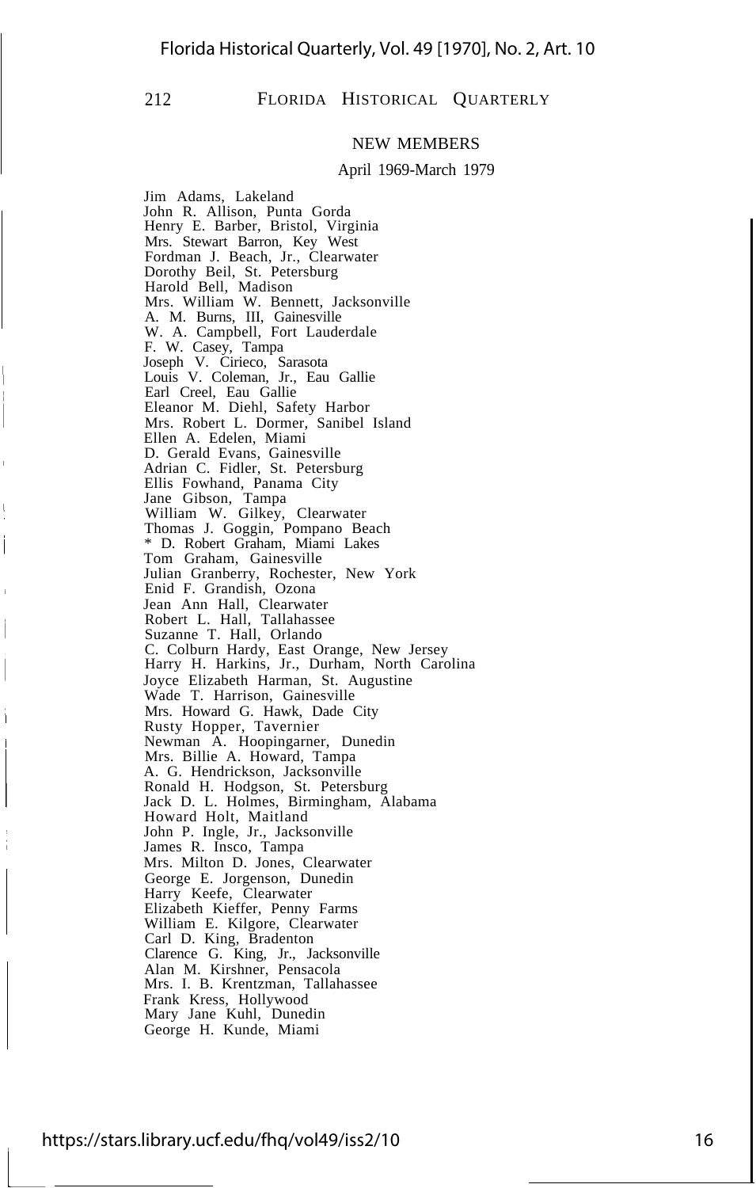## NEW MEMBERS

April 1969-March 1979

Jim Adams, Lakeland
John R. Allison, Punta Gorda
Henry E. Barber, Bristol, Virginia
Mrs. Stewart Barron, Key West
Fordman J. Beach, Jr., Clearwater
Dorothy Beil, St. Petersburg
Harold Bell, Madison
Mrs. William W. Bennett, Jacksonville
A. M. Burns, III, Gainesville
W. A. Campbell, Fort Lauderdale
F. W. Casey, Tampa
Joseph V. Cirieco, Sarasota
Louis V. Coleman, Jr., Eau Gallie
Earl Creel, Eau Gallie
Eleanor M. Diehl, Safety Harbor
Mrs. Robert L. Dormer, Sanibel Island
Ellen A. Edelen, Miami
D. Gerald Evans, Gainesville
Adrian C. Fidler, St. Petersburg
Ellis Fowhand, Panama City
Jane Gibson, Tampa
William W. Gilkey, Clearwater
Thomas J. Goggin, Pompano Beach
* D. Robert Graham, Miami Lakes
Tom Graham, Gainesville
Julian Granberry, Rochester, New York
Enid F. Grandish, Ozona
Jean Ann Hall, Clearwater
Robert L. Hall, Tallahassee
Suzanne T. Hall, Orlando
C. Colburn Hardy, East Orange, New Jersey
Harry H. Harkins, Jr., Durham, North Carolina
Joyce Elizabeth Harman, St. Augustine
Wade T. Harrison, Gainesville
Mrs. Howard G. Hawk, Dade City
Rusty Hopper, Tavernier
Newman A. Hoopingarner, Dunedin
Mrs. Billie A. Howard, Tampa
A. G. Hendrickson, Jacksonville
Ronald H. Hodgson, St. Petersburg
Jack D. L. Holmes, Birmingham, Alabama
Howard Holt, Maitland
John P. Ingle, Jr., Jacksonville
James R. Insco, Tampa
Mrs. Milton D. Jones, Clearwater
George E. Jorgenson, Dunedin
Harry Keefe, Clearwater
Elizabeth Kieffer, Penny Farms
William E. Kilgore, Clearwater
Carl D. King, Bradenton
Clarence G. King, Jr., Jacksonville
Alan M. Kirshner, Pensacola
Mrs. I. B. Krentzman, Tallahassee
Frank Kress, Hollywood
Mary Jane Kuhl, Dunedin
George H. Kunde, Miami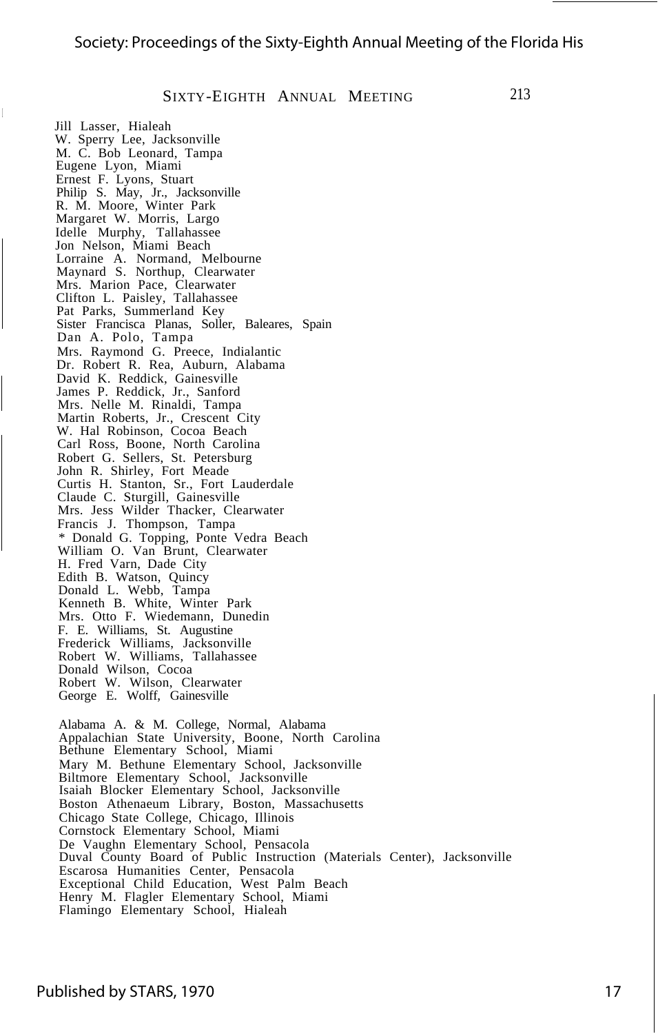Jill Lasser, Hialeah
W. Sperry Lee, Jacksonville
M. C. Bob Leonard, Tampa
Eugene Lyon, Miami
Ernest F. Lyons, Stuart
Philip S. May, Jr., Jacksonville
R. M. Moore, Winter Park
Margaret W. Morris, Largo
Idelle Murphy, Tallahassee
Jon Nelson, Miami Beach
Lorraine A. Normand, Melbourne
Maynard S. Northup, Clearwater
Mrs. Marion Pace, Clearwater
Clifton L. Paisley, Tallahassee
Pat Parks, Summerland Key
Sister Francisca Planas, Soller, Baleares, Spain
Dan A. Polo, Tampa
Mrs. Raymond G. Preece, Indialantic
Dr. Robert R. Rea, Auburn, Alabama
David K. Reddick, Gainesville
James P. Reddick, Jr., Sanford
Mrs. Nelle M. Rinaldi, Tampa
Martin Roberts, Jr., Crescent City
W. Hal Robinson, Cocoa Beach
Carl Ross, Boone, North Carolina
Robert G. Sellers, St. Petersburg
John R. Shirley, Fort Meade
Curtis H. Stanton, Sr., Fort Lauderdale
Claude C. Sturgill, Gainesville
Mrs. Jess Wilder Thacker, Clearwater
Francis J. Thompson, Tampa
\* Donald G. Topping, Ponte Vedra Beach
William O. Van Brunt, Clearwater
H. Fred Varn, Dade City
Edith B. Watson, Quincy
Donald L. Webb, Tampa
Kenneth B. White, Winter Park
Mrs. Otto F. Wiedemann, Dunedin
F. E. Williams, St. Augustine
Frederick Williams, Jacksonville
Robert W. Williams, Tallahassee
Donald Wilson, Cocoa
Robert W. Wilson, Clearwater
George E. Wolff, Gainesville

Alabama A. & M. College, Normal, Alabama
Appalachian State University, Boone, North Carolina
Bethune Elementary School, Miami
Mary M. Bethune Elementary School, Jacksonville
Biltmore Elementary School, Jacksonville
Isaiah Blocker Elementary School, Jacksonville
Boston Athenaeum Library, Boston, Massachusetts
Chicago State College, Chicago, Illinois
Cornstock Elementary School, Miami
De Vaughn Elementary School, Pensacola
Duval County Board of Public Instruction (Materials Center), Jacksonville
Escarosa Humanities Center, Pensacola
Exceptional Child Education, West Palm Beach
Henry M. Flagler Elementary School, Miami
Flamingo Elementary School, Hialeah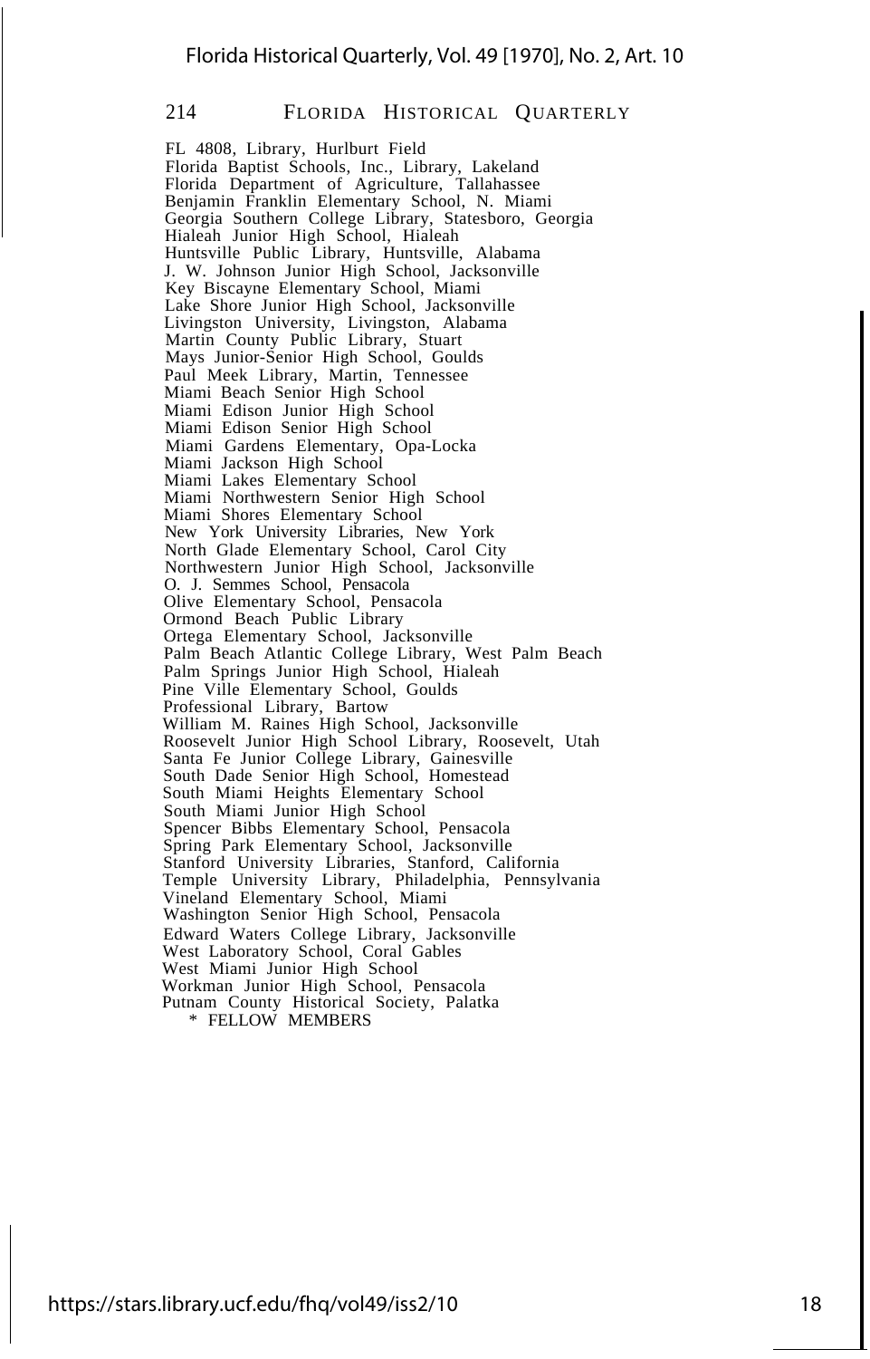FL 4808, Library, Hurlburt Field
Florida Baptist Schools, Inc., Library, Lakeland
Florida Department of Agriculture, Tallahassee
Benjamin Franklin Elementary School, N. Miami
Georgia Southern College Library, Statesboro, Georgia
Hialeah Junior High School, Hialeah
Huntsville Public Library, Huntsville, Alabama
J. W. Johnson Junior High School, Jacksonville
Key Biscayne Elementary School, Miami
Lake Shore Junior High School, Jacksonville
Livingston University, Livingston, Alabama
Martin County Public Library, Stuart
Mays Junior-Senior High School, Goulds
Paul Meek Library, Martin, Tennessee
Miami Beach Senior High School
Miami Edison Junior High School
Miami Edison Senior High School
Miami Gardens Elementary, Opa-Locka
Miami Jackson High School
Miami Lakes Elementary School
Miami Northwestern Senior High School
Miami Shores Elementary School
New York University Libraries, New York
North Glade Elementary School, Carol City
Northwestern Junior High School, Jacksonville
O. J. Semmes School, Pensacola
Olive Elementary School, Pensacola
Ormond Beach Public Library
Ortega Elementary School, Jacksonville
Palm Beach Atlantic College Library, West Palm Beach
Palm Springs Junior High School, Hialeah
Pine Ville Elementary School, Goulds
Professional Library, Bartow
William M. Raines High School, Jacksonville
Roosevelt Junior High School Library, Roosevelt, Utah
Santa Fe Junior College Library, Gainesville
South Dade Senior High School, Homestead
South Miami Heights Elementary School
South Miami Junior High School
Spencer Bibbs Elementary School, Pensacola
Spring Park Elementary School, Jacksonville
Stanford University Libraries, Stanford, California
Temple University Library, Philadelphia, Pennsylvania
Vineland Elementary School, Miami
Washington Senior High School, Pensacola
Edward Waters College Library, Jacksonville
West Laboratory School, Coral Gables
West Miami Junior High School
Workman Junior High School, Pensacola
Putnam County Historical Society, Palatka

\* FELLOW MEMBERS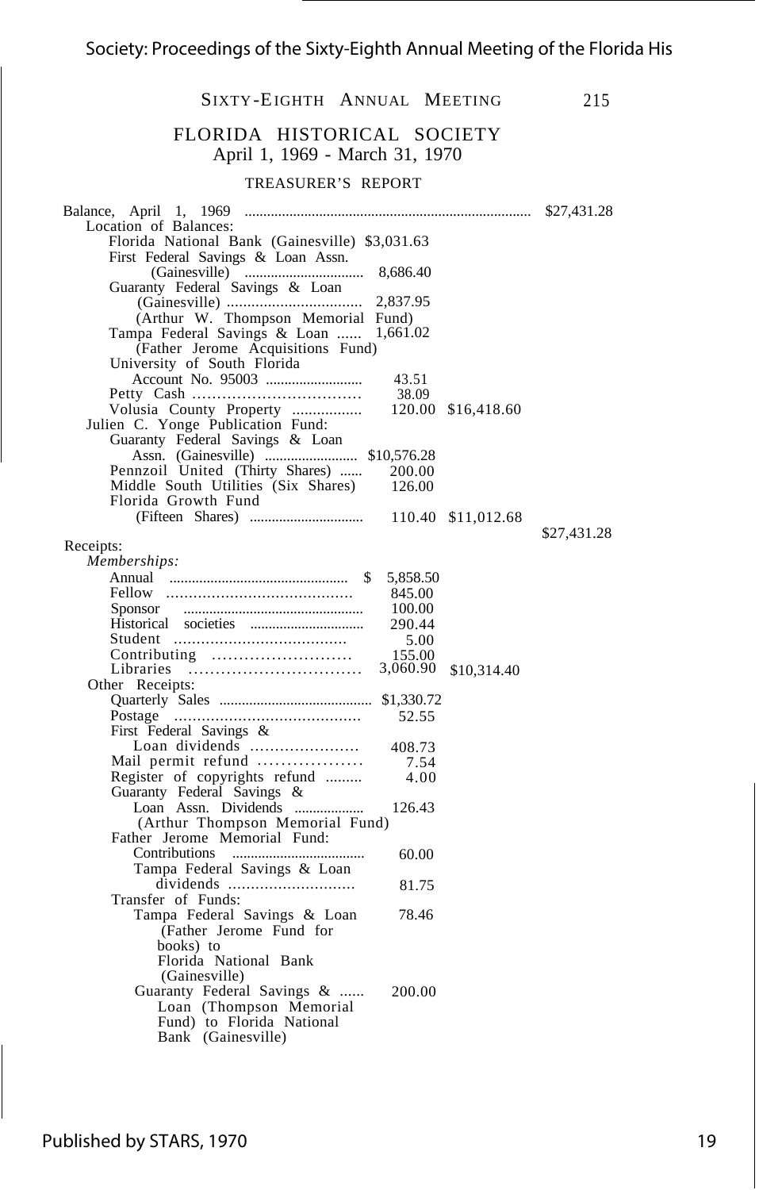FLORIDA HISTORICAL SOCIETY
April 1, 1969 - March 31, 1970

TREASURER'S REPORT

| | | | |
|---|---|---|---|
| Balance, April 1, 1969 | | | $27,431.28 |
| Location of Balances: | | | |
| Florida National Bank (Gainesville) | $3,031.63 | | |
| First Federal Savings & Loan Assn. (Gainesville) | 8,686.40 | | |
| Guaranty Federal Savings & Loan (Gainesville) (Arthur W. Thompson Memorial Fund) | 2,837.95 | | |
| Tampa Federal Savings & Loan (Father Jerome Acquisitions Fund) | 1,661.02 | | |
| University of South Florida Account No. 95003 | 43.51 | | |
| Petty Cash | 38.09 | | |
| Volusia County Property | 120.00 | $16,418.60 | |
| Julien C. Yonge Publication Fund: | | | |
| Guaranty Federal Savings & Loan Assn. (Gainesville) | $10,576.28 | | |
| Pennzoil United (Thirty Shares) | 200.00 | | |
| Middle South Utilities (Six Shares) | 126.00 | | |
| Florida Growth Fund (Fifteen Shares) | 110.40 | $11,012.68 | |
| | | | $27,431.28 |
| Receipts: | | | |
| *Memberships:* | | | |
| Annual | $ 5,858.50 | | |
| Fellow | 845.00 | | |
| Sponsor | 100.00 | | |
| Historical societies | 290.44 | | |
| Student | 5.00 | | |
| Contributing | 155.00 | | |
| Libraries | 3,060.90 | $10,314.40 | |
| Other Receipts: | | | |
| Quarterly Sales | $1,330.72 | | |
| Postage | 52.55 | | |
| First Federal Savings & Loan dividends | 408.73 | | |
| Mail permit refund | 7.54 | | |
| Register of copyrights refund | 4.00 | | |
| Guaranty Federal Savings & Loan Assn. Dividends (Arthur Thompson Memorial Fund) | 126.43 | | |
| Father Jerome Memorial Fund: | | | |
| Contributions | 60.00 | | |
| Tampa Federal Savings & Loan dividends | 81.75 | | |
| Transfer of Funds: | | | |
| Tampa Federal Savings & Loan (Father Jerome Fund for books) to Florida National Bank (Gainesville) | 78.46 | | |
| Guaranty Federal Savings & Loan (Thompson Memorial Fund) to Florida National Bank (Gainesville) | 200.00 | | |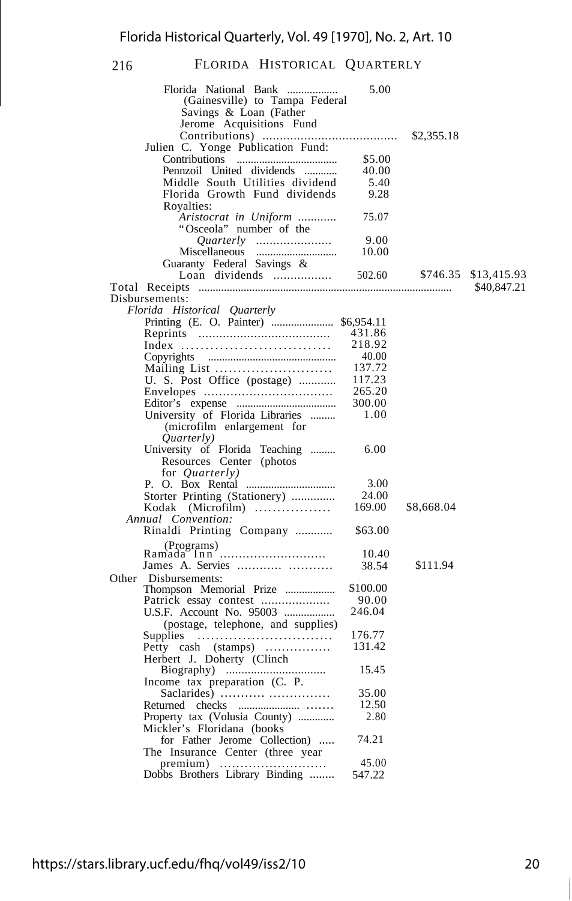| | | | |
|---|---|---|---|
| Florida National Bank .................. (Gainesville) to Tampa Federal Savings & Loan (Father Jerome Acquisitions Fund Contributions) ...................................... | 5.00 | $2,355.18 | |
| Julien C. Yonge Publication Fund: | | | |
| Contributions ................................... | $5.00 | | |
| Pennzoil United dividends ............ | 40.00 | | |
| Middle South Utilities dividend | 5.40 | | |
| Florida Growth Fund dividends | 9.28 | | |
| Royalties: | | | |
| *Aristocrat in Uniform* ............ | 75.07 | | |
| "Osceola" number of the *Quarterly* ...................... | 9.00 | | |
| Miscellaneous ............................ | 10.00 | | |
| Guaranty Federal Savings & Loan dividends ................. | 502.60 | $746.35 | $13,415.93 |
| Total Receipts ........................................................................................ | | | $40,847.21 |
| Disbursements: | | | |
| *Florida Historical Quarterly* | | | |
| Printing (E. O. Painter) ...................... | $6,954.11 | | |
| Reprints ...................................... | 431.86 | | |
| Index ............................... | 218.92 | | |
| Copyrights ............................................ | 40.00 | | |
| Mailing List .......................... | 137.72 | | |
| U. S. Post Office (postage) ............ | 117.23 | | |
| Envelopes ................................. | 265.20 | | |
| Editor's expense ................................... | 300.00 | | |
| University of Florida Libraries ......... (microfilm enlargement for *Quarterly)* | 1.00 | | |
| University of Florida Teaching ......... Resources Center (photos for *Quarterly)* | 6.00 | | |
| P. O. Box Rental ................................ | 3.00 | | |
| Storter Printing (Stationery) .............. | 24.00 | | |
| Kodak (Microfilm) ................. | 169.00 | $8,668.04 | |
| *Annual Convention:* | | | |
| Rinaldi Printing Company ............ (Programs) | $63.00 | | |
| Ramada Inn ............................ | 10.40 | | |
| James A. Servies ............ ........... | 38.54 | $111.94 | |
| Other Disbursements: | | | |
| Thompson Memorial Prize .................. | $100.00 | | |
| Patrick essay contest .................... | 90.00 | | |
| U.S.F. Account No. 95003 .................. (postage, telephone, and supplies) | 246.04 | | |
| Supplies .............................. | 176.77 | | |
| Petty cash (stamps) ................ | 131.42 | | |
| Herbert J. Doherty (Clinch Biography) ................................ | 15.45 | | |
| Income tax preparation (C. P. Saclarides) ........... ............... | 35.00 | | |
| Returned checks ...................... ....... | 12.50 | | |
| Property tax (Volusia County) ............ | 2.80 | | |
| Mickler's Floridana (books for Father Jerome Collection) ..... | 74.21 | | |
| The Insurance Center (three year premium) .......................... | 45.00 | | |
| Dobbs Brothers Library Binding ........ | 547.22 | | |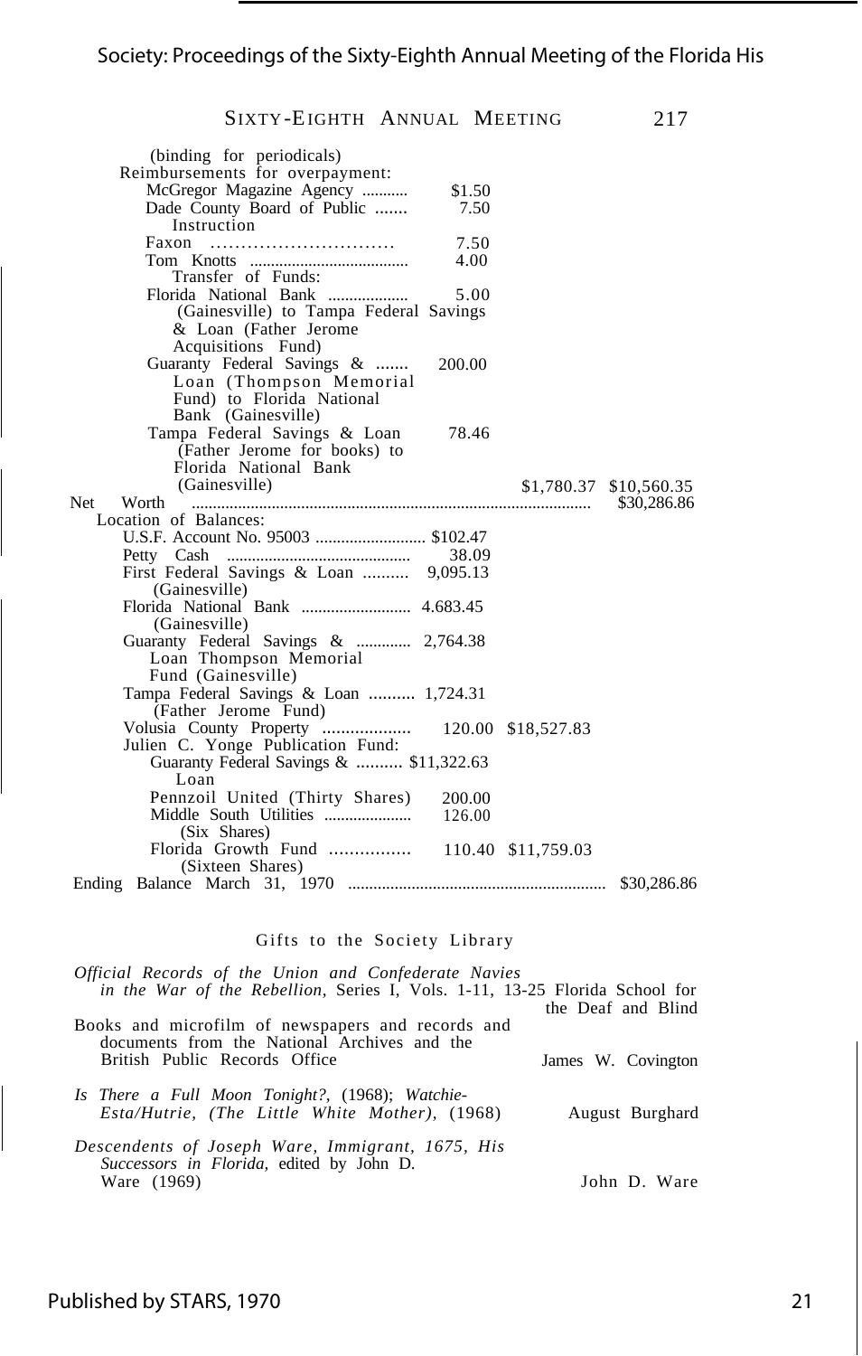(binding for periodicals)

Reimbursements for overpayment:

| | | | |
|---|---|---|---|
| McGregor Magazine Agency ........... | $1.50 | | |
| Dade County Board of Public ....... Instruction | 7.50 | | |
| Faxon ............................. | 7.50 | | |
| Tom Knotts ...................................... | 4.00 | | |
| Transfer of Funds: | | | |
| Florida National Bank ................... (Gainesville) to Tampa Federal Savings & Loan (Father Jerome Acquisitions Fund) | 5.00 | | |
| Guaranty Federal Savings & ....... Loan (Thompson Memorial Fund) to Florida National Bank (Gainesville) | 200.00 | | |
| Tampa Federal Savings & Loan (Father Jerome for books) to Florida National Bank (Gainesville) | 78.46 | $1,780.37 | $10,560.35 |
| Net Worth ............................................................................................ | | | $30,286.86 |

Location of Balances:

| | | | |
|---|---|---|---|
| U.S.F. Account No. 95003 .......................... | $102.47 | | |
| Petty Cash ........................................... | 38.09 | | |
| First Federal Savings & Loan .......... (Gainesville) | 9,095.13 | | |
| Florida National Bank .......................... (Gainesville) | 4.683.45 | | |
| Guaranty Federal Savings & ............. Loan Thompson Memorial Fund (Gainesville) | 2,764.38 | | |
| Tampa Federal Savings & Loan .......... (Father Jerome Fund) | 1,724.31 | | |
| Volusia County Property ................... | 120.00 | $18,527.83 | |
| Julien C. Yonge Publication Fund: | | | |
| Guaranty Federal Savings & .......... Loan | $11,322.63 | | |
| Pennzoil United (Thirty Shares) | 200.00 | | |
| Middle South Utilities ..................... (Six Shares) | 126.00 | | |
| Florida Growth Fund ................ (Sixteen Shares) | 110.40 | $11,759.03 | |
| Ending Balance March 31, 1970 ............................................................ | | | $30,286.86 |

## Gifts to the Society Library

| | |
|---|---|
| *Official Records of the Union and Confederate Navies in the War of the Rebellion*, Series I, Vols. 1-11, 13-25 | Florida School for the Deaf and Blind |
| Books and microfilm of newspapers and records and documents from the National Archives and the British Public Records Office | James W. Covington |
| *Is There a Full Moon Tonight?*, (1968); *Watchie-Esta/Hutrie, (The Little White Mother)*, (1968) | August Burghard |
| *Descendents of Joseph Ware, Immigrant, 1675, His Successors in Florida*, edited by John D. Ware (1969) | John D. Ware |